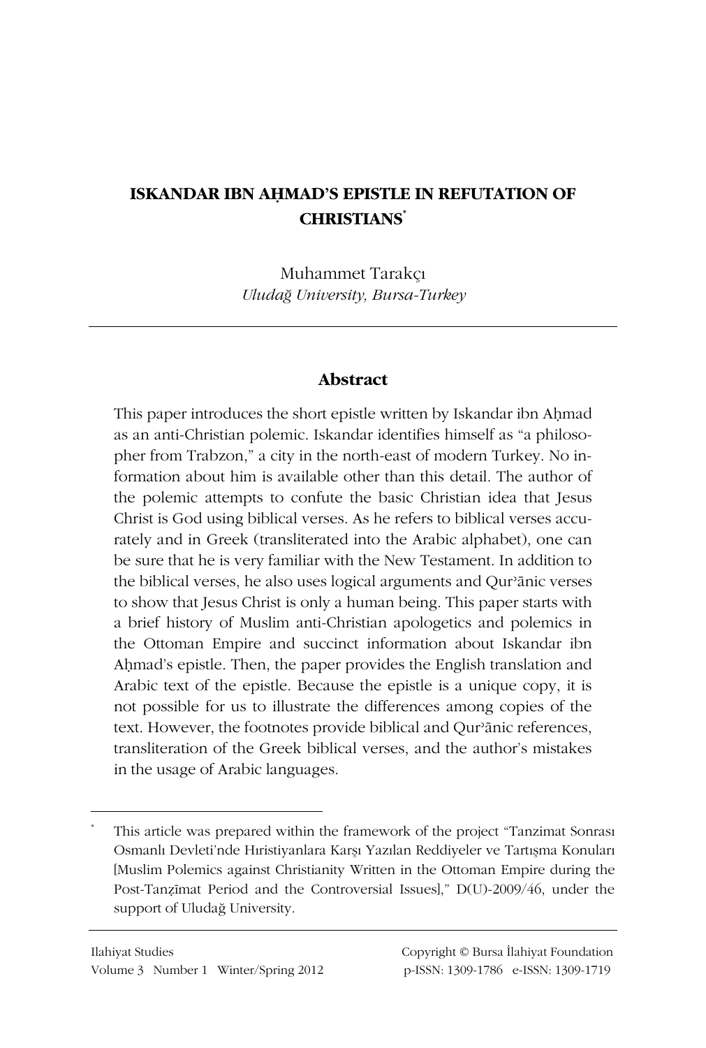# ISKANDAR IBN AḤMAD'S EPISTLE IN REFUTATION OF CHRISTIANS*

Muhammet Tarakçı

*Uludağ University, Bursa-Turkey*

---

## Abstract

This paper introduces the short epistle written by Iskandar ibn Aḥmad as an anti-Christian polemic. Iskandar identifies himself as "a philosopher from Trabzon," a city in the north-east of modern Turkey. No information about him is available other than this detail. The author of the polemic attempts to confute the basic Christian idea that Jesus Christ is God using biblical verses. As he refers to biblical verses accurately and in Greek (transliterated into the Arabic alphabet), one can be sure that he is very familiar with the New Testament. In addition to the biblical verses, he also uses logical arguments and Qurʾānic verses to show that Jesus Christ is only a human being. This paper starts with a brief history of Muslim anti-Christian apologetics and polemics in the Ottoman Empire and succinct information about Iskandar ibn Aḥmad's epistle. Then, the paper provides the English translation and Arabic text of the epistle. Because the epistle is a unique copy, it is not possible for us to illustrate the differences among copies of the text. However, the footnotes provide biblical and Qurʾānic references, transliteration of the Greek biblical verses, and the author's mistakes in the usage of Arabic languages.

---

\* This article was prepared within the framework of the project "Tanzimat Sonrası Osmanlı Devleti'nde Hıristiyanlara Karşı Yazılan Reddiyeler ve Tartışma Konuları [Muslim Polemics against Christianity Written in the Ottoman Empire during the Post-Tanẓīmat Period and the Controversial Issues]," D(U)-2009/46, under the support of Uludağ University.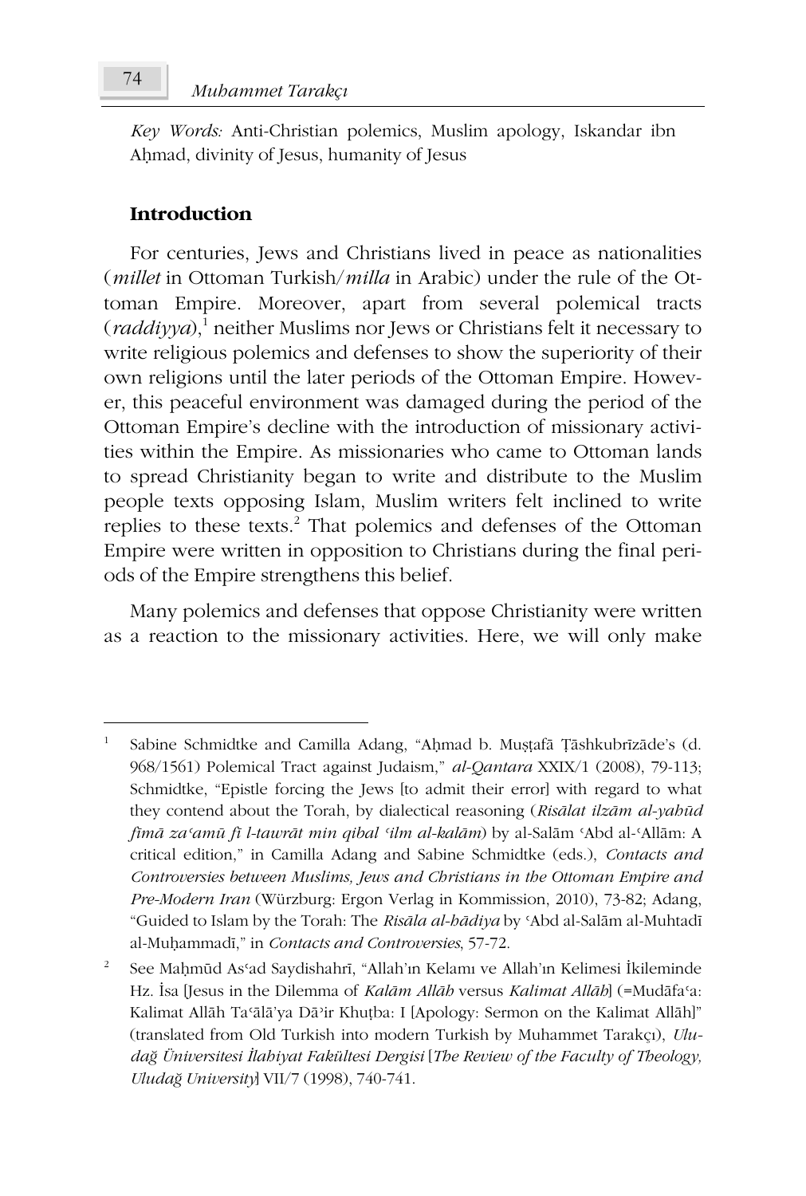*Key Words:* Anti-Christian polemics, Muslim apology, Iskandar ibn Aḥmad, divinity of Jesus, humanity of Jesus

## Introduction

For centuries, Jews and Christians lived in peace as nationalities (*millet* in Ottoman Turkish/*milla* in Arabic) under the rule of the Ottoman Empire. Moreover, apart from several polemical tracts (*raddiyya*),[1] neither Muslims nor Jews or Christians felt it necessary to write religious polemics and defenses to show the superiority of their own religions until the later periods of the Ottoman Empire. However, this peaceful environment was damaged during the period of the Ottoman Empire's decline with the introduction of missionary activities within the Empire. As missionaries who came to Ottoman lands to spread Christianity began to write and distribute to the Muslim people texts opposing Islam, Muslim writers felt inclined to write replies to these texts.[2] That polemics and defenses of the Ottoman Empire were written in opposition to Christians during the final periods of the Empire strengthens this belief.

Many polemics and defenses that oppose Christianity were written as a reaction to the missionary activities. Here, we will only make

---

[1] Sabine Schmidtke and Camilla Adang, "Aḥmad b. Muṣṭafā Ṭāshkubrīzāde's (d. 968/1561) Polemical Tract against Judaism," *al-Qantara* XXIX/1 (2008), 79-113; Schmidtke, "Epistle forcing the Jews [to admit their error] with regard to what they contend about the Torah, by dialectical reasoning (*Risālat ilzām al-yahūd fīmā zaʿamū fī l-tawrāt min qibal ʿilm al-kalām*) by al-Salām ʿAbd al-ʿAllām: A critical edition," in Camilla Adang and Sabine Schmidtke (eds.), *Contacts and Controversies between Muslims, Jews and Christians in the Ottoman Empire and Pre-Modern Iran* (Würzburg: Ergon Verlag in Kommission, 2010), 73-82; Adang, "Guided to Islam by the Torah: The *Risāla al-hādiya* by ʿAbd al-Salām al-Muhtadī al-Muḥammadī," in *Contacts and Controversies*, 57-72.

[2] See Maḥmūd Asʿad Saydishahrī, "Allah'ın Kelamı ve Allah'ın Kelimesi İkileminde Hz. İsa [Jesus in the Dilemma of *Kalām Allāh* versus *Kalimat Allāh*] (=Mudāfaʿa: Kalimat Allāh Taʿālā'ya Dāʾir Khuṭba: I [Apology: Sermon on the Kalimat Allāh]" (translated from Old Turkish into modern Turkish by Muhammet Tarakçı), *Uludağ Üniversitesi İlahiyat Fakültesi Dergisi* [*The Review of the Faculty of Theology, Uludağ University*] VII/7 (1998), 740-741.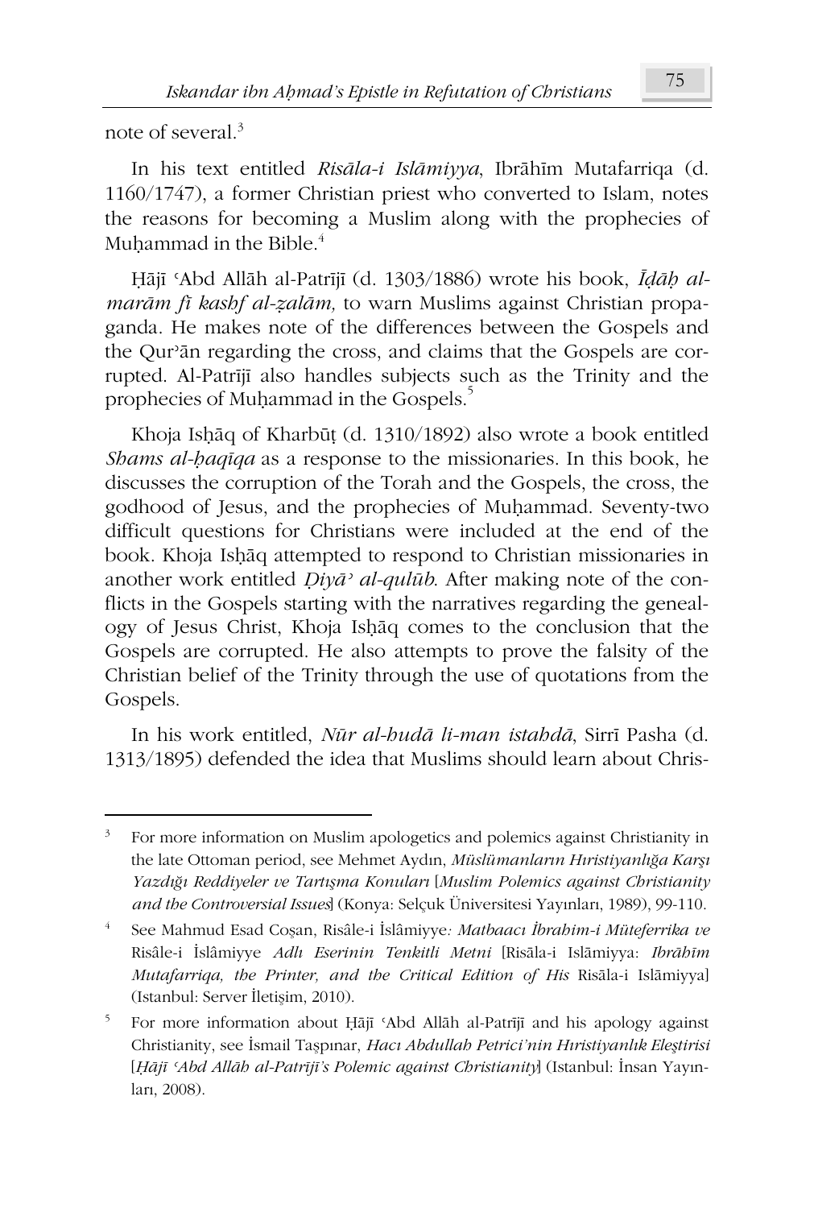note of several.[3]

In his text entitled *Risāla-i Islāmiyya*, Ibrāhīm Mutafarriqa (d. 1160/1747), a former Christian priest who converted to Islam, notes the reasons for becoming a Muslim along with the prophecies of Muḥammad in the Bible.[4]

Ḥājī ʿAbd Allāh al-Patrījī (d. 1303/1886) wrote his book, *Īḍāḥ al-marām fī kashf al-ẓalām,* to warn Muslims against Christian propaganda. He makes note of the differences between the Gospels and the Qurʾān regarding the cross, and claims that the Gospels are corrupted. Al-Patrījī also handles subjects such as the Trinity and the prophecies of Muḥammad in the Gospels.[5]

Khoja Isḥāq of Kharbūṭ (d. 1310/1892) also wrote a book entitled *Shams al-ḥaqīqa* as a response to the missionaries. In this book, he discusses the corruption of the Torah and the Gospels, the cross, the godhood of Jesus, and the prophecies of Muḥammad. Seventy-two difficult questions for Christians were included at the end of the book. Khoja Isḥāq attempted to respond to Christian missionaries in another work entitled *Ḍiyāʾ al-qulūb*. After making note of the conflicts in the Gospels starting with the narratives regarding the genealogy of Jesus Christ, Khoja Isḥāq comes to the conclusion that the Gospels are corrupted. He also attempts to prove the falsity of the Christian belief of the Trinity through the use of quotations from the Gospels.

In his work entitled, *Nūr al-hudā li-man istahdā*, Sirrī Pasha (d. 1313/1895) defended the idea that Muslims should learn about Chris-

---

[3] For more information on Muslim apologetics and polemics against Christianity in the late Ottoman period, see Mehmet Aydın, *Müslümanların Hıristiyanlığa Karşı Yazdığı Reddiyeler ve Tartışma Konuları* [*Muslim Polemics against Christianity and the Controversial Issues*] (Konya: Selçuk Üniversitesi Yayınları, 1989), 99-110.

[4] See Mahmud Esad Coşan, Risâle-i İslâmiyye*: Matbaacı İbrahim-i Müteferrika ve* Risâle-i İslâmiyye *Adlı Eserinin Tenkitli Metni* [Risāla-i Islāmiyya: *Ibrāhīm Mutafarriqa, the Printer, and the Critical Edition of His* Risāla-i Islāmiyya] (Istanbul: Server İletişim, 2010).

[5] For more information about Ḥājī ʿAbd Allāh al-Patrījī and his apology against Christianity, see İsmail Taşpınar, *Hacı Abdullah Petrici'nin Hıristiyanlık Eleştirisi* [*Ḥājī ʿAbd Allāh al-Patrījī's Polemic against Christianity*] (Istanbul: İnsan Yayınları, 2008).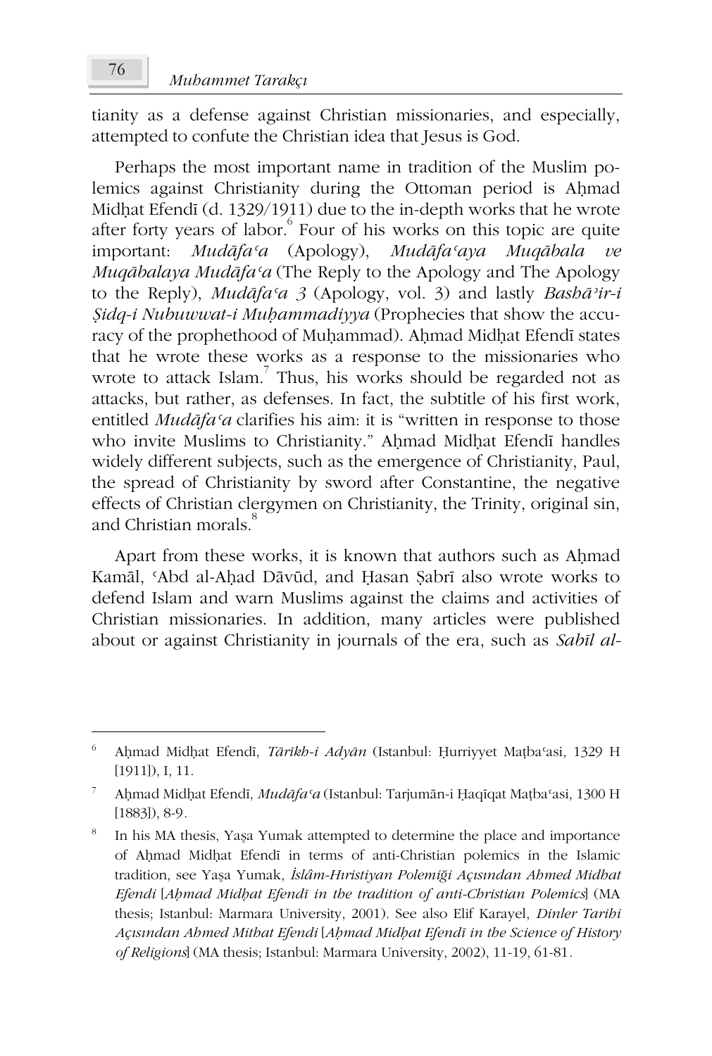tianity as a defense against Christian missionaries, and especially, attempted to confute the Christian idea that Jesus is God.

Perhaps the most important name in tradition of the Muslim polemics against Christianity during the Ottoman period is Aḥmad Midḥat Efendī (d. 1329/1911) due to the in-depth works that he wrote after forty years of labor.[6] Four of his works on this topic are quite important: *Mudāfaʿa* (Apology), *Mudāfaʿaya Muqābala ve Muqābalaya Mudāfaʿa* (The Reply to the Apology and The Apology to the Reply), *Mudāfaʿa 3* (Apology, vol. 3) and lastly *Bashāʾir-i Ṣidq-i Nubuwwat-i Muḥammadiyya* (Prophecies that show the accuracy of the prophethood of Muḥammad). Aḥmad Midḥat Efendī states that he wrote these works as a response to the missionaries who wrote to attack Islam.[7] Thus, his works should be regarded not as attacks, but rather, as defenses. In fact, the subtitle of his first work, entitled *Mudāfaʿa* clarifies his aim: it is "written in response to those who invite Muslims to Christianity." Aḥmad Midḥat Efendī handles widely different subjects, such as the emergence of Christianity, Paul, the spread of Christianity by sword after Constantine, the negative effects of Christian clergymen on Christianity, the Trinity, original sin, and Christian morals.[8]

Apart from these works, it is known that authors such as Aḥmad Kamāl, ʿAbd al-Aḥad Dāvūd, and Ḥasan Ṣabrī also wrote works to defend Islam and warn Muslims against the claims and activities of Christian missionaries. In addition, many articles were published about or against Christianity in journals of the era, such as *Sabīl al-*

---

[6] Aḥmad Midḥat Efendī, *Tārīkh-i Adyān* (Istanbul: Ḥurriyyet Maṭbaʿasi, 1329 H [1911]), I, 11.

[7] Aḥmad Midḥat Efendī, *Mudāfaʿa* (Istanbul: Tarjumān-i Ḥaqīqat Maṭbaʿasi, 1300 H [1883]), 8-9.

[8] In his MA thesis, Yaşa Yumak attempted to determine the place and importance of Aḥmad Midḥat Efendī in terms of anti-Christian polemics in the Islamic tradition, see Yaşa Yumak, *İslâm-Hıristiyan Polemiği Açısından Ahmed Midhat Efendi* [*Aḥmad Midḥat Efendī in the tradition of anti-Christian Polemics*] (MA thesis; Istanbul: Marmara University, 2001). See also Elif Karayel, *Dinler Tarihi Açısından Ahmed Mithat Efendi* [*Aḥmad Midḥat Efendī in the Science of History of Religions*] (MA thesis; Istanbul: Marmara University, 2002), 11-19, 61-81.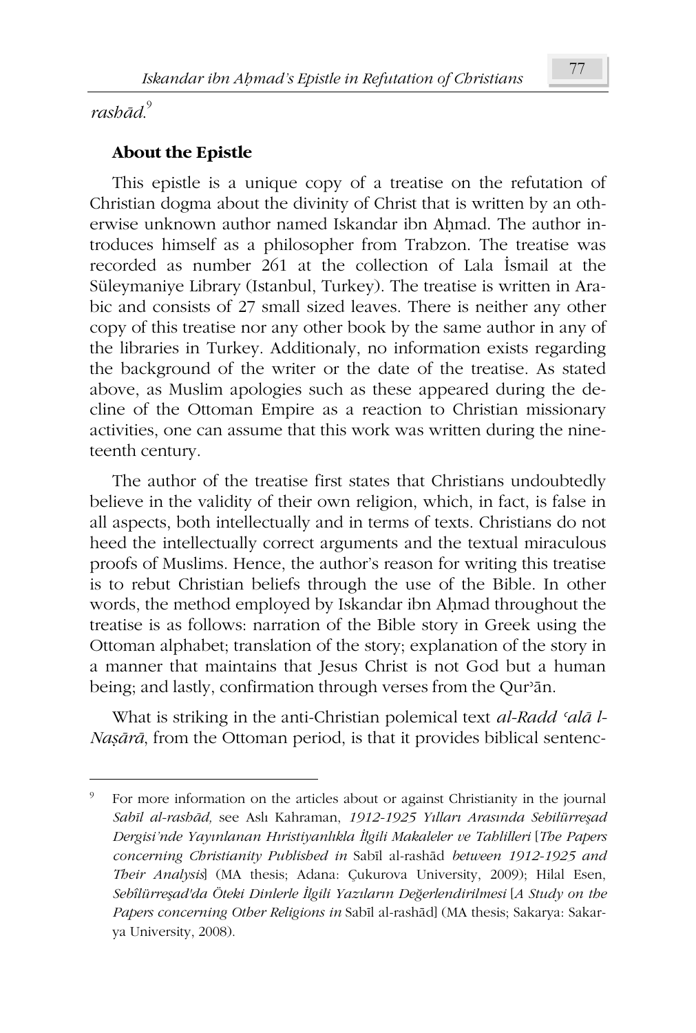*rashād.*[9]

**About the Epistle**

This epistle is a unique copy of a treatise on the refutation of Christian dogma about the divinity of Christ that is written by an otherwise unknown author named Iskandar ibn Aḥmad. The author introduces himself as a philosopher from Trabzon. The treatise was recorded as number 261 at the collection of Lala İsmail at the Süleymaniye Library (Istanbul, Turkey). The treatise is written in Arabic and consists of 27 small sized leaves. There is neither any other copy of this treatise nor any other book by the same author in any of the libraries in Turkey. Additionaly, no information exists regarding the background of the writer or the date of the treatise. As stated above, as Muslim apologies such as these appeared during the decline of the Ottoman Empire as a reaction to Christian missionary activities, one can assume that this work was written during the nineteenth century.

The author of the treatise first states that Christians undoubtedly believe in the validity of their own religion, which, in fact, is false in all aspects, both intellectually and in terms of texts. Christians do not heed the intellectually correct arguments and the textual miraculous proofs of Muslims. Hence, the author's reason for writing this treatise is to rebut Christian beliefs through the use of the Bible. In other words, the method employed by Iskandar ibn Aḥmad throughout the treatise is as follows: narration of the Bible story in Greek using the Ottoman alphabet; translation of the story; explanation of the story in a manner that maintains that Jesus Christ is not God but a human being; and lastly, confirmation through verses from the Qurʾān.

What is striking in the anti-Christian polemical text *al-Radd ʿalā l-Naṣārā*, from the Ottoman period, is that it provides biblical sentenc-

---

[9] For more information on the articles about or against Christianity in the journal *Sabīl al-rashād,* see Aslı Kahraman, *1912-1925 Yılları Arasında Sebilürreşad Dergisi'nde Yayınlanan Hıristiyanlıkla İlgili Makaleler ve Tahlilleri* [*The Papers concerning Christianity Published in* Sabīl al-rashād *between 1912-1925 and Their Analysis*] (MA thesis; Adana: Çukurova University, 2009); Hilal Esen, *Sebîlürreşad'da Öteki Dinlerle İlgili Yazıların Değerlendirilmesi* [*A Study on the Papers concerning Other Religions in* Sabīl al-rashād] (MA thesis; Sakarya: Sakarya University, 2008).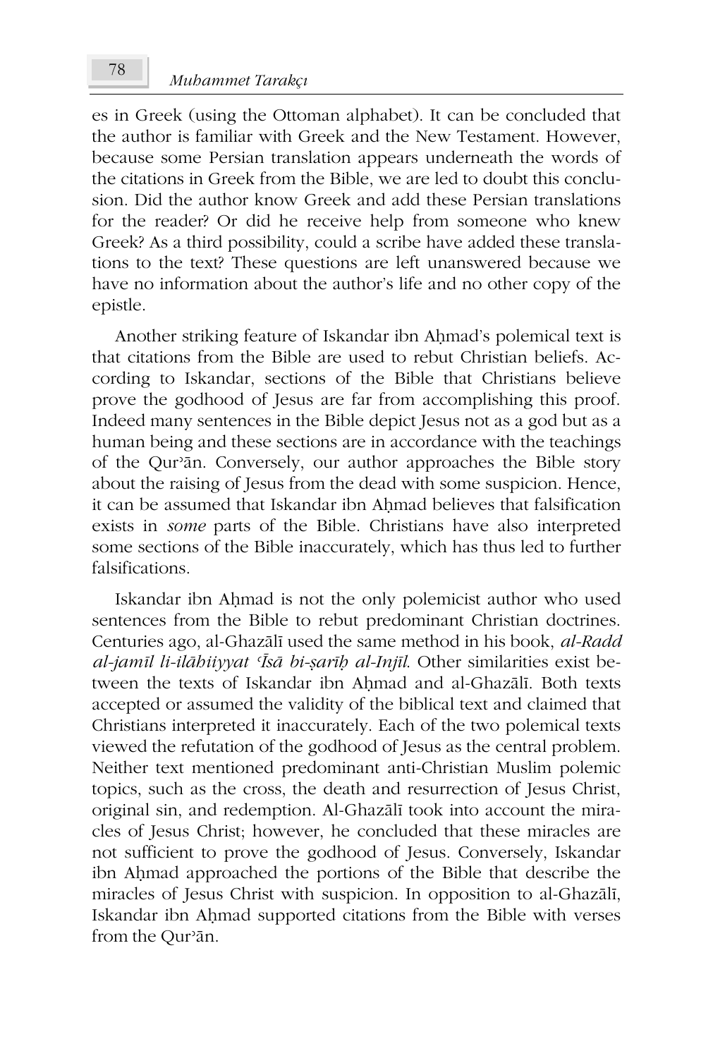es in Greek (using the Ottoman alphabet). It can be concluded that the author is familiar with Greek and the New Testament. However, because some Persian translation appears underneath the words of the citations in Greek from the Bible, we are led to doubt this conclusion. Did the author know Greek and add these Persian translations for the reader? Or did he receive help from someone who knew Greek? As a third possibility, could a scribe have added these translations to the text? These questions are left unanswered because we have no information about the author's life and no other copy of the epistle.

Another striking feature of Iskandar ibn Aḥmad's polemical text is that citations from the Bible are used to rebut Christian beliefs. According to Iskandar, sections of the Bible that Christians believe prove the godhood of Jesus are far from accomplishing this proof. Indeed many sentences in the Bible depict Jesus not as a god but as a human being and these sections are in accordance with the teachings of the Qurʾān. Conversely, our author approaches the Bible story about the raising of Jesus from the dead with some suspicion. Hence, it can be assumed that Iskandar ibn Aḥmad believes that falsification exists in *some* parts of the Bible. Christians have also interpreted some sections of the Bible inaccurately, which has thus led to further falsifications.

Iskandar ibn Aḥmad is not the only polemicist author who used sentences from the Bible to rebut predominant Christian doctrines. Centuries ago, al-Ghazālī used the same method in his book, *al-Radd al-jamīl li-ilāhiiyyat ʿĪsā bi-ṣarīḥ al-Injīl*. Other similarities exist between the texts of Iskandar ibn Aḥmad and al-Ghazālī. Both texts accepted or assumed the validity of the biblical text and claimed that Christians interpreted it inaccurately. Each of the two polemical texts viewed the refutation of the godhood of Jesus as the central problem. Neither text mentioned predominant anti-Christian Muslim polemic topics, such as the cross, the death and resurrection of Jesus Christ, original sin, and redemption. Al-Ghazālī took into account the miracles of Jesus Christ; however, he concluded that these miracles are not sufficient to prove the godhood of Jesus. Conversely, Iskandar ibn Aḥmad approached the portions of the Bible that describe the miracles of Jesus Christ with suspicion. In opposition to al-Ghazālī, Iskandar ibn Aḥmad supported citations from the Bible with verses from the Qurʾān.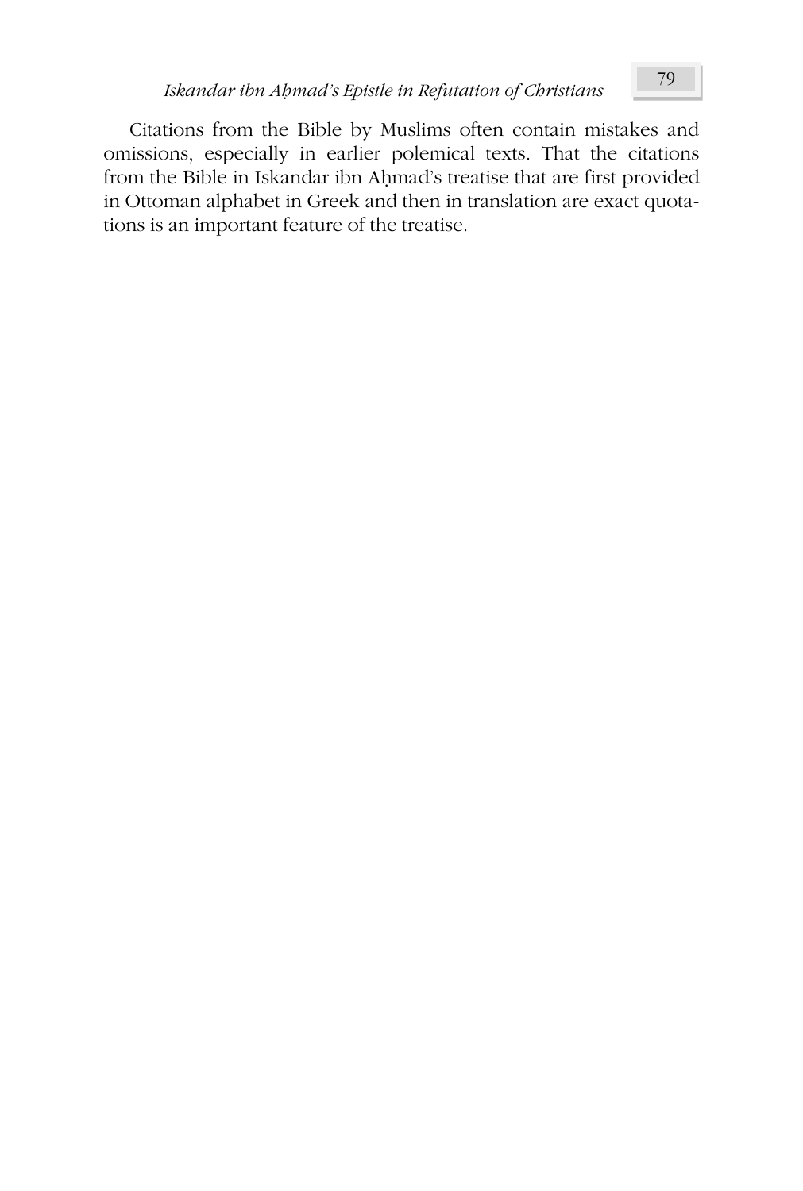Citations from the Bible by Muslims often contain mistakes and omissions, especially in earlier polemical texts. That the citations from the Bible in Iskandar ibn Aḥmad's treatise that are first provided in Ottoman alphabet in Greek and then in translation are exact quotations is an important feature of the treatise.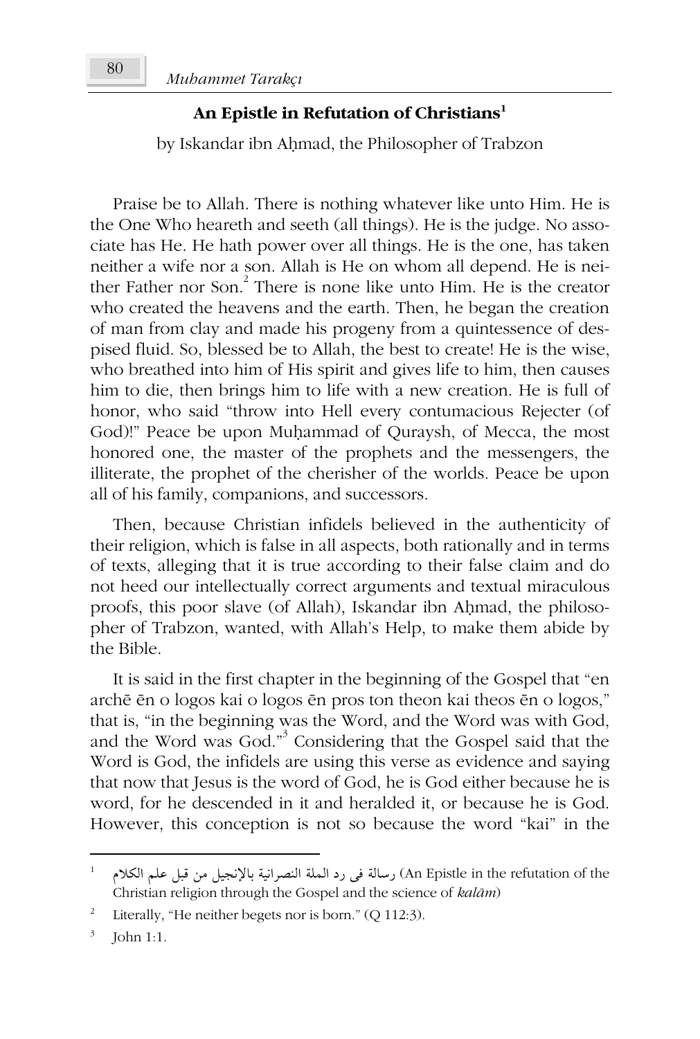## An Epistle in Refutation of Christians[1]

by Iskandar ibn Aḥmad, the Philosopher of Trabzon

Praise be to Allah. There is nothing whatever like unto Him. He is the One Who heareth and seeth (all things). He is the judge. No associate has He. He hath power over all things. He is the one, has taken neither a wife nor a son. Allah is He on whom all depend. He is neither Father nor Son.[2] There is none like unto Him. He is the creator who created the heavens and the earth. Then, he began the creation of man from clay and made his progeny from a quintessence of despised fluid. So, blessed be to Allah, the best to create! He is the wise, who breathed into him of His spirit and gives life to him, then causes him to die, then brings him to life with a new creation. He is full of honor, who said "throw into Hell every contumacious Rejecter (of God)!" Peace be upon Muḥammad of Quraysh, of Mecca, the most honored one, the master of the prophets and the messengers, the illiterate, the prophet of the cherisher of the worlds. Peace be upon all of his family, companions, and successors.

Then, because Christian infidels believed in the authenticity of their religion, which is false in all aspects, both rationally and in terms of texts, alleging that it is true according to their false claim and do not heed our intellectually correct arguments and textual miraculous proofs, this poor slave (of Allah), Iskandar ibn Aḥmad, the philosopher of Trabzon, wanted, with Allah's Help, to make them abide by the Bible.

It is said in the first chapter in the beginning of the Gospel that "en archē ēn o logos kai o logos ēn pros ton theon kai theos ēn o logos," that is, "in the beginning was the Word, and the Word was with God, and the Word was God."[3] Considering that the Gospel said that the Word is God, the infidels are using this verse as evidence and saying that now that Jesus is the word of God, he is God either because he is word, for he descended in it and heralded it, or because he is God. However, this conception is not so because the word "kai" in the

---

[1] رسالة فى رد الملة النصرانية بالإنجيل من قبل علم الكلام (An Epistle in the refutation of the Christian religion through the Gospel and the science of *kalām*)

[2] Literally, "He neither begets nor is born." (Q 112:3).

[3] John 1:1.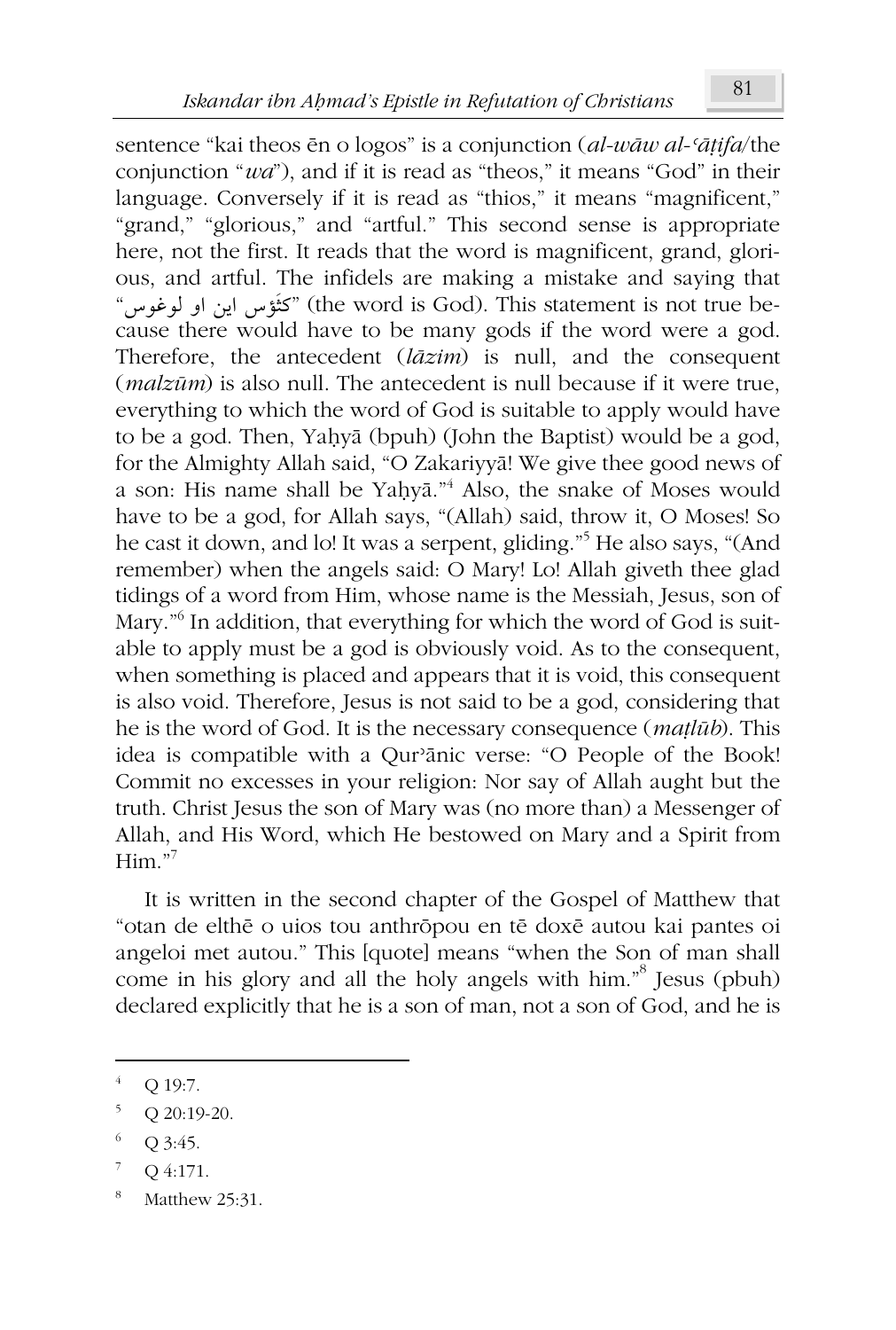sentence "kai theos ēn o logos" is a conjunction (*al-wāw al-ʿāṭifa*/the conjunction "*wa*"), and if it is read as "theos," it means "God" in their language. Conversely if it is read as "thios," it means "magnificent," "grand," "glorious," and "artful." This second sense is appropriate here, not the first. It reads that the word is magnificent, grand, glorious, and artful. The infidels are making a mistake and saying that "كثَؤس اين او لوغوس" (the word is God). This statement is not true because there would have to be many gods if the word were a god. Therefore, the antecedent (*lāzim*) is null, and the consequent (*malzūm*) is also null. The antecedent is null because if it were true, everything to which the word of God is suitable to apply would have to be a god. Then, Yaḥyā (bpuh) (John the Baptist) would be a god, for the Almighty Allah said, "O Zakariyyā! We give thee good news of a son: His name shall be Yaḥyā."[4] Also, the snake of Moses would have to be a god, for Allah says, "(Allah) said, throw it, O Moses! So he cast it down, and lo! It was a serpent, gliding."[5] He also says, "(And remember) when the angels said: O Mary! Lo! Allah giveth thee glad tidings of a word from Him, whose name is the Messiah, Jesus, son of Mary."[6] In addition, that everything for which the word of God is suitable to apply must be a god is obviously void. As to the consequent, when something is placed and appears that it is void, this consequent is also void. Therefore, Jesus is not said to be a god, considering that he is the word of God. It is the necessary consequence (*maṭlūb*). This idea is compatible with a Qurʾānic verse: "O People of the Book! Commit no excesses in your religion: Nor say of Allah aught but the truth. Christ Jesus the son of Mary was (no more than) a Messenger of Allah, and His Word, which He bestowed on Mary and a Spirit from Him."[7]

It is written in the second chapter of the Gospel of Matthew that "otan de elthē o uios tou anthrōpou en tē doxē autou kai pantes oi angeloi met autou." This [quote] means "when the Son of man shall come in his glory and all the holy angels with him."[8] Jesus (pbuh) declared explicitly that he is a son of man, not a son of God, and he is

---

[4] Q 19:7.

[5] Q 20:19-20.

[6] Q 3:45.

[7] Q 4:171.

[8] Matthew 25:31.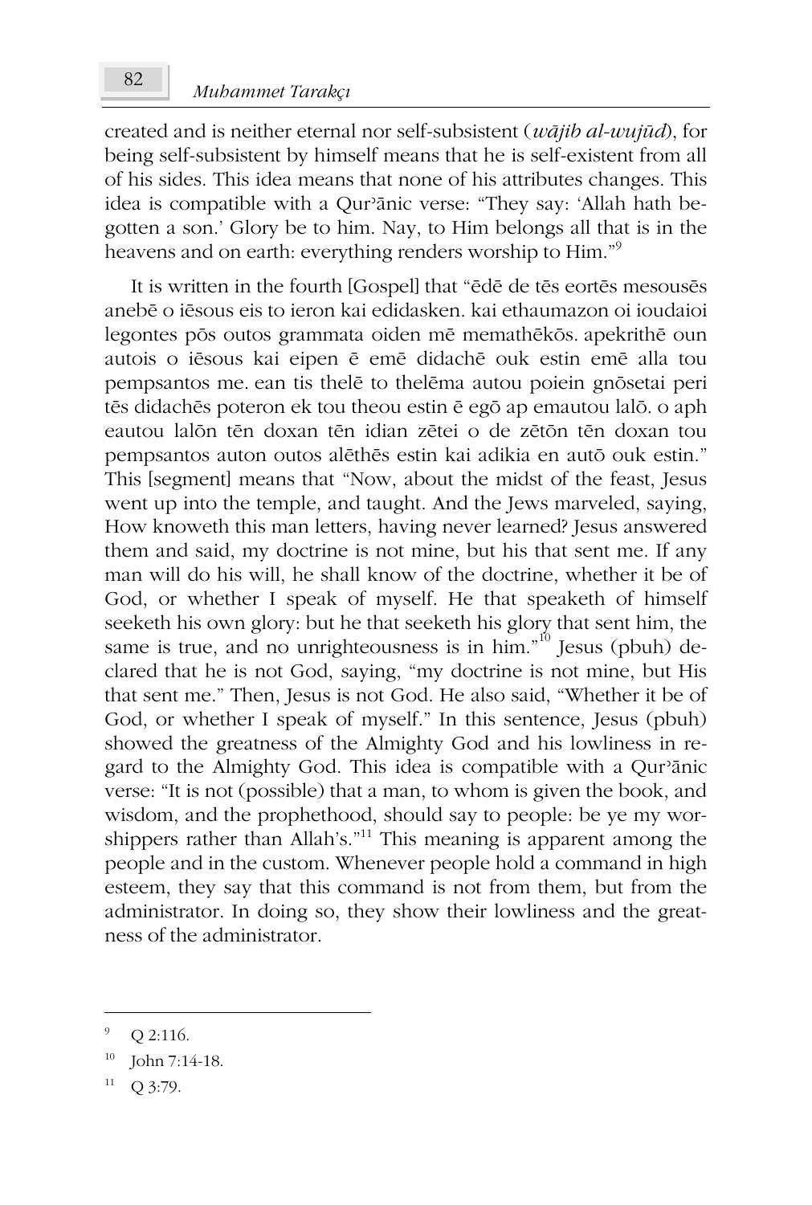created and is neither eternal nor self-subsistent (*wājib al-wujūd*), for being self-subsistent by himself means that he is self-existent from all of his sides. This idea means that none of his attributes changes. This idea is compatible with a Qurʾānic verse: "They say: 'Allah hath begotten a son.' Glory be to him. Nay, to Him belongs all that is in the heavens and on earth: everything renders worship to Him."[9]

It is written in the fourth [Gospel] that "ēdē de tēs eortēs mesousēs anebē o iēsous eis to ieron kai edidasken. kai ethaumazon oi ioudaioi legontes pōs outos grammata oiden mē memathēkōs. apekrithē oun autois o iēsous kai eipen ē emē didachē ouk estin emē alla tou pempsantos me. ean tis thelē to thelēma autou poiein gnōsetai peri tēs didachēs poteron ek tou theou estin ē egō ap emautou lalō. o aph eautou lalōn tēn doxan tēn idian zētei o de zētōn tēn doxan tou pempsantos auton outos alēthēs estin kai adikia en autō ouk estin." This [segment] means that "Now, about the midst of the feast, Jesus went up into the temple, and taught. And the Jews marveled, saying, How knoweth this man letters, having never learned? Jesus answered them and said, my doctrine is not mine, but his that sent me. If any man will do his will, he shall know of the doctrine, whether it be of God, or whether I speak of myself. He that speaketh of himself seeketh his own glory: but he that seeketh his glory that sent him, the same is true, and no unrighteousness is in him."[10] Jesus (pbuh) declared that he is not God, saying, "my doctrine is not mine, but His that sent me." Then, Jesus is not God. He also said, "Whether it be of God, or whether I speak of myself." In this sentence, Jesus (pbuh) showed the greatness of the Almighty God and his lowliness in regard to the Almighty God. This idea is compatible with a Qurʾānic verse: "It is not (possible) that a man, to whom is given the book, and wisdom, and the prophethood, should say to people: be ye my worshippers rather than Allah's."[11] This meaning is apparent among the people and in the custom. Whenever people hold a command in high esteem, they say that this command is not from them, but from the administrator. In doing so, they show their lowliness and the greatness of the administrator.

---

[9] Q 2:116.

[10] John 7:14-18.

[11] Q 3:79.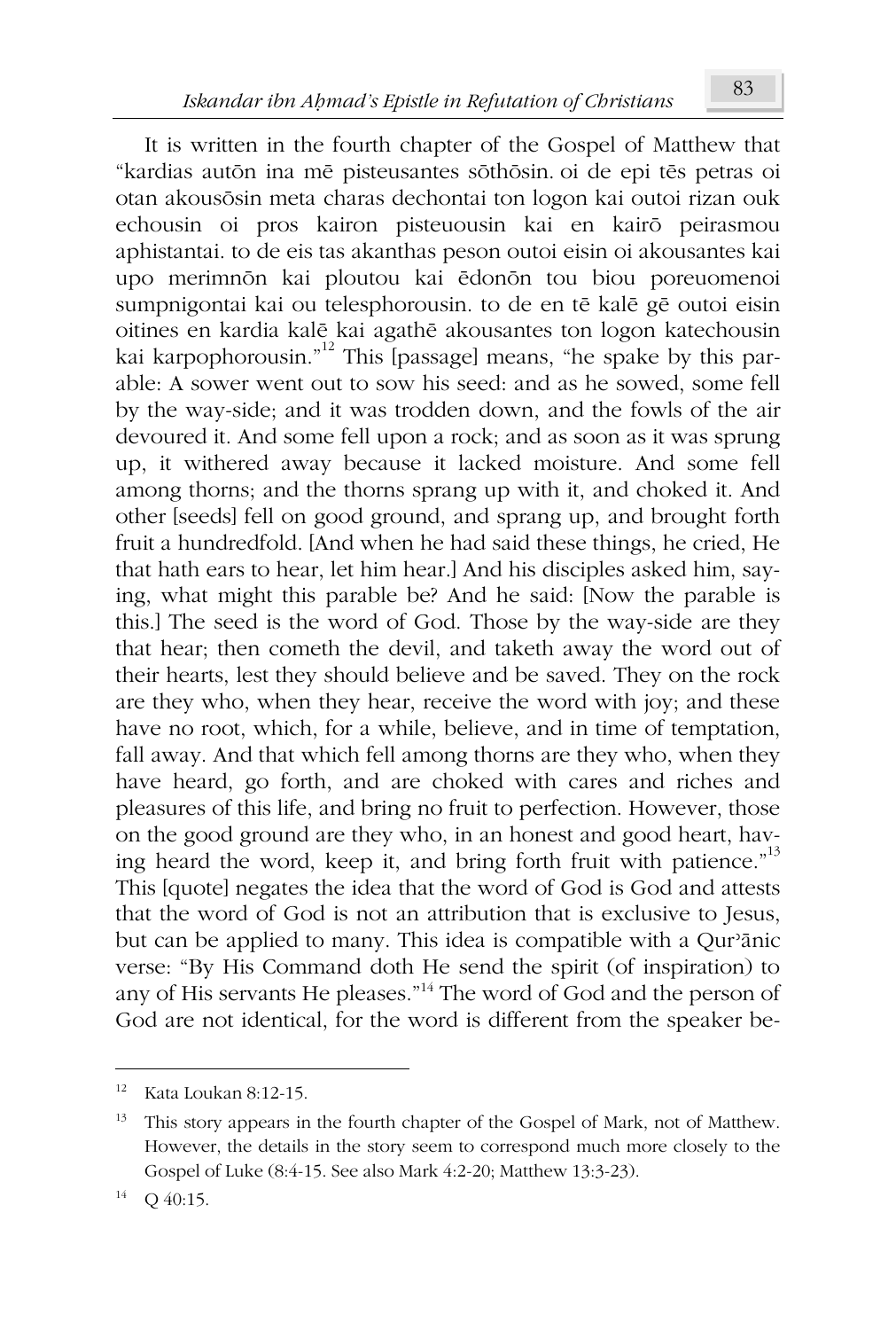It is written in the fourth chapter of the Gospel of Matthew that "kardias autōn ina mē pisteusantes sōthōsin. oi de epi tēs petras oi otan akousōsin meta charas dechontai ton logon kai outoi rizan ouk echousin oi pros kairon pisteuousin kai en kairō peirasmou aphistantai. to de eis tas akanthas peson outoi eisin oi akousantes kai upo merimnōn kai ploutou kai ēdonōn tou biou poreuomenoi sumpnigontai kai ou telesphorousin. to de en tē kalē gē outoi eisin oitines en kardia kalē kai agathē akousantes ton logon katechousin kai karpophorousin."[12] This [passage] means, "he spake by this parable: A sower went out to sow his seed: and as he sowed, some fell by the way-side; and it was trodden down, and the fowls of the air devoured it. And some fell upon a rock; and as soon as it was sprung up, it withered away because it lacked moisture. And some fell among thorns; and the thorns sprang up with it, and choked it. And other [seeds] fell on good ground, and sprang up, and brought forth fruit a hundredfold. [And when he had said these things, he cried, He that hath ears to hear, let him hear.] And his disciples asked him, saying, what might this parable be? And he said: [Now the parable is this.] The seed is the word of God. Those by the way-side are they that hear; then cometh the devil, and taketh away the word out of their hearts, lest they should believe and be saved. They on the rock are they who, when they hear, receive the word with joy; and these have no root, which, for a while, believe, and in time of temptation, fall away. And that which fell among thorns are they who, when they have heard, go forth, and are choked with cares and riches and pleasures of this life, and bring no fruit to perfection. However, those on the good ground are they who, in an honest and good heart, having heard the word, keep it, and bring forth fruit with patience."[13] This [quote] negates the idea that the word of God is God and attests that the word of God is not an attribution that is exclusive to Jesus, but can be applied to many. This idea is compatible with a Qurʾānic verse: "By His Command doth He send the spirit (of inspiration) to any of His servants He pleases."[14] The word of God and the person of God are not identical, for the word is different from the speaker be-

---

[12] Kata Loukan 8:12-15.

[13] This story appears in the fourth chapter of the Gospel of Mark, not of Matthew. However, the details in the story seem to correspond much more closely to the Gospel of Luke (8:4-15. See also Mark 4:2-20; Matthew 13:3-23).

[14] Q 40:15.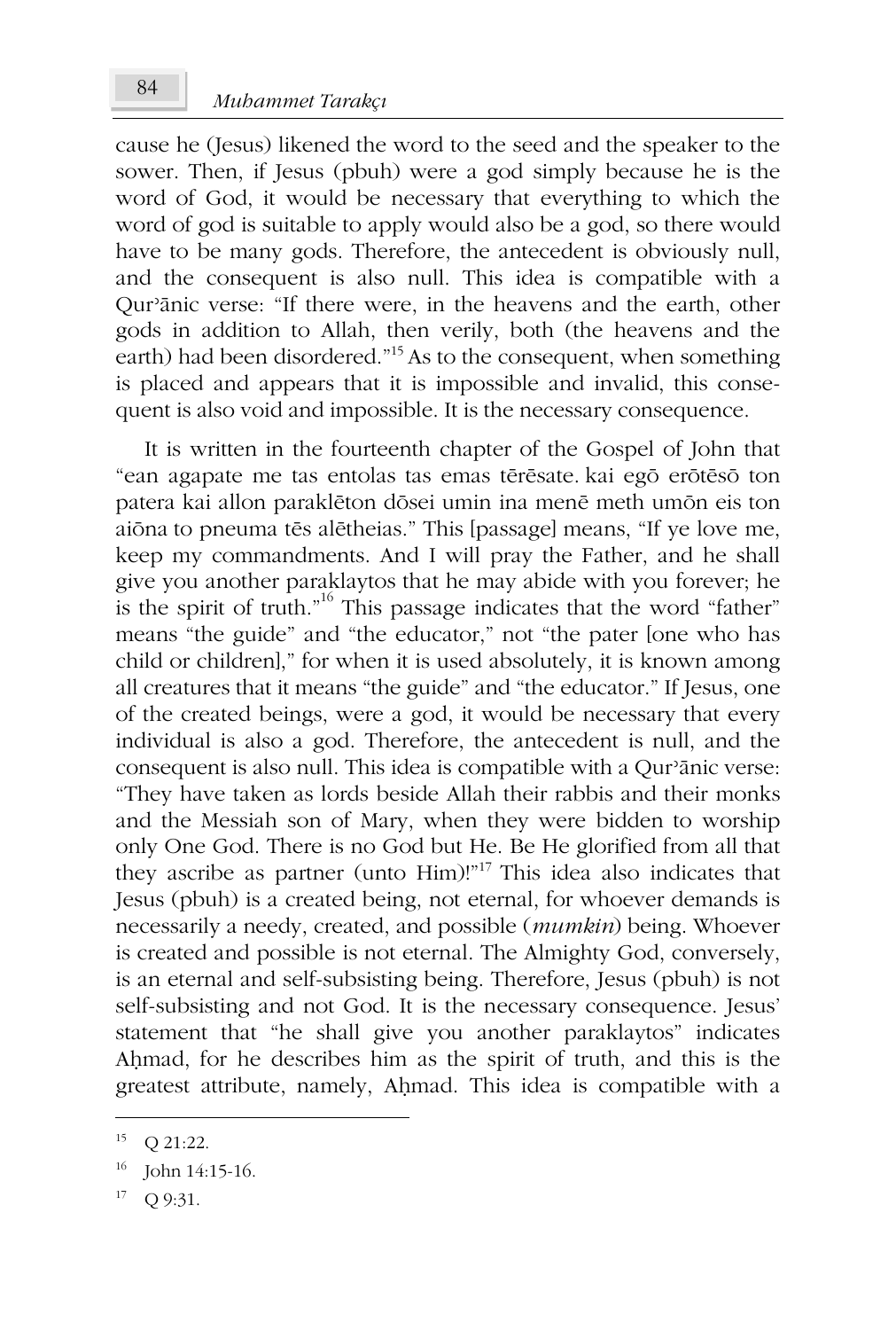cause he (Jesus) likened the word to the seed and the speaker to the sower. Then, if Jesus (pbuh) were a god simply because he is the word of God, it would be necessary that everything to which the word of god is suitable to apply would also be a god, so there would have to be many gods. Therefore, the antecedent is obviously null, and the consequent is also null. This idea is compatible with a Qurʾānic verse: "If there were, in the heavens and the earth, other gods in addition to Allah, then verily, both (the heavens and the earth) had been disordered."[15] As to the consequent, when something is placed and appears that it is impossible and invalid, this consequent is also void and impossible. It is the necessary consequence.

It is written in the fourteenth chapter of the Gospel of John that "ean agapate me tas entolas tas emas tērēsate. kai egō erōtēsō ton patera kai allon paraklēton dōsei umin ina menē meth umōn eis ton aiōna to pneuma tēs alētheias." This [passage] means, "If ye love me, keep my commandments. And I will pray the Father, and he shall give you another paraklaytos that he may abide with you forever; he is the spirit of truth."[16] This passage indicates that the word "father" means "the guide" and "the educator," not "the pater [one who has child or children]," for when it is used absolutely, it is known among all creatures that it means "the guide" and "the educator." If Jesus, one of the created beings, were a god, it would be necessary that every individual is also a god. Therefore, the antecedent is null, and the consequent is also null. This idea is compatible with a Qurʾānic verse: "They have taken as lords beside Allah their rabbis and their monks and the Messiah son of Mary, when they were bidden to worship only One God. There is no God but He. Be He glorified from all that they ascribe as partner (unto Him)!"[17] This idea also indicates that Jesus (pbuh) is a created being, not eternal, for whoever demands is necessarily a needy, created, and possible (*mumkin*) being. Whoever is created and possible is not eternal. The Almighty God, conversely, is an eternal and self-subsisting being. Therefore, Jesus (pbuh) is not self-subsisting and not God. It is the necessary consequence. Jesus' statement that "he shall give you another paraklaytos" indicates Aḥmad, for he describes him as the spirit of truth, and this is the greatest attribute, namely, Aḥmad. This idea is compatible with a

---

[15] Q 21:22.

[16] John 14:15-16.

[17] Q 9:31.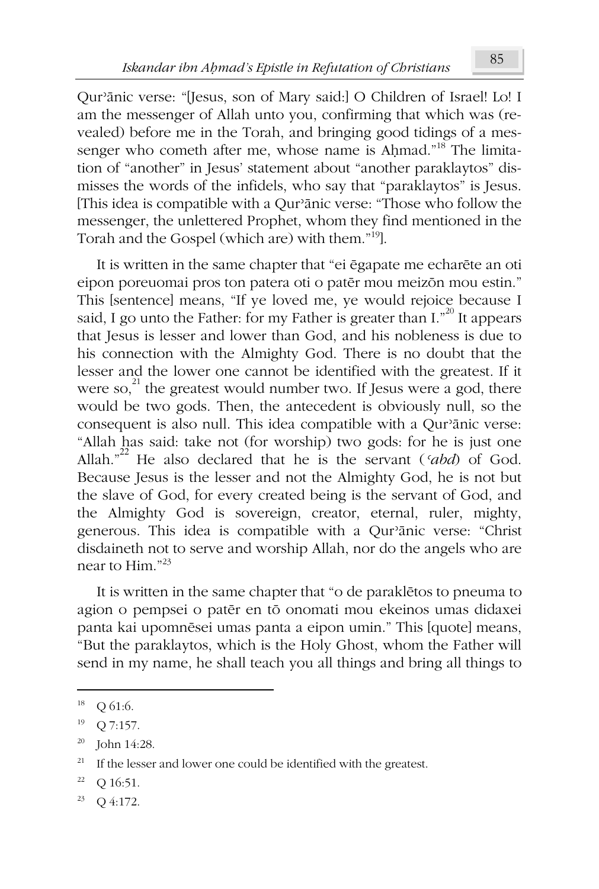Qurʾānic verse: "[Jesus, son of Mary said:] O Children of Israel! Lo! I am the messenger of Allah unto you, confirming that which was (revealed) before me in the Torah, and bringing good tidings of a messenger who cometh after me, whose name is Aḥmad."[18] The limitation of "another" in Jesus' statement about "another paraklaytos" dismisses the words of the infidels, who say that "paraklaytos" is Jesus. [This idea is compatible with a Qurʾānic verse: "Those who follow the messenger, the unlettered Prophet, whom they find mentioned in the Torah and the Gospel (which are) with them."[19]].

It is written in the same chapter that "ei ēgapate me echarēte an oti eipon poreuomai pros ton patera oti o patēr mou meizōn mou estin." This [sentence] means, "If ye loved me, ye would rejoice because I said, I go unto the Father: for my Father is greater than I."[20] It appears that Jesus is lesser and lower than God, and his nobleness is due to his connection with the Almighty God. There is no doubt that the lesser and the lower one cannot be identified with the greatest. If it were so,[21] the greatest would number two. If Jesus were a god, there would be two gods. Then, the antecedent is obviously null, so the consequent is also null. This idea compatible with a Qurʾānic verse: "Allah has said: take not (for worship) two gods: for he is just one Allah."[22] He also declared that he is the servant (*ʿabd*) of God. Because Jesus is the lesser and not the Almighty God, he is not but the slave of God, for every created being is the servant of God, and the Almighty God is sovereign, creator, eternal, ruler, mighty, generous. This idea is compatible with a Qurʾānic verse: "Christ disdaineth not to serve and worship Allah, nor do the angels who are near to Him."[23]

It is written in the same chapter that "o de paraklētos to pneuma to agion o pempsei o patēr en tō onomati mou ekeinos umas didaxei panta kai upomnēsei umas panta a eipon umin." This [quote] means, "But the paraklaytos, which is the Holy Ghost, whom the Father will send in my name, he shall teach you all things and bring all things to

---

[18] Q 61:6.

[19] Q 7:157.

[20] John 14:28.

[21] If the lesser and lower one could be identified with the greatest.

[22] Q 16:51.

[23] Q 4:172.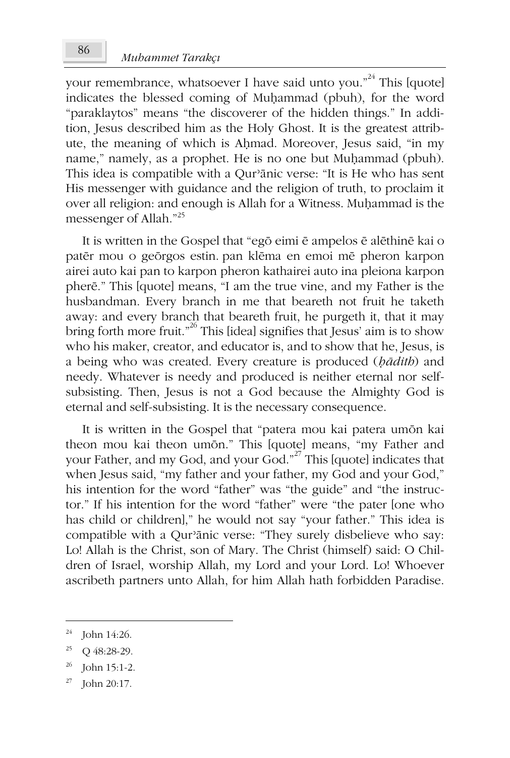your remembrance, whatsoever I have said unto you."[24] This [quote] indicates the blessed coming of Muḥammad (pbuh), for the word "paraklaytos" means "the discoverer of the hidden things." In addition, Jesus described him as the Holy Ghost. It is the greatest attribute, the meaning of which is Aḥmad. Moreover, Jesus said, "in my name," namely, as a prophet. He is no one but Muḥammad (pbuh). This idea is compatible with a Qurʾānic verse: "It is He who has sent His messenger with guidance and the religion of truth, to proclaim it over all religion: and enough is Allah for a Witness. Muḥammad is the messenger of Allah."[25]

It is written in the Gospel that "egō eimi ē ampelos ē alēthinē kai o patēr mou o geōrgos estin. pan klēma en emoi mē pheron karpon airei auto kai pan to karpon pheron kathairei auto ina pleiona karpon pherē." This [quote] means, "I am the true vine, and my Father is the husbandman. Every branch in me that beareth not fruit he taketh away: and every branch that beareth fruit, he purgeth it, that it may bring forth more fruit."[26] This [idea] signifies that Jesus' aim is to show who his maker, creator, and educator is, and to show that he, Jesus, is a being who was created. Every creature is produced (*ḥādith*) and needy. Whatever is needy and produced is neither eternal nor self-subsisting. Then, Jesus is not a God because the Almighty God is eternal and self-subsisting. It is the necessary consequence.

It is written in the Gospel that "patera mou kai patera umōn kai theon mou kai theon umōn." This [quote] means, "my Father and your Father, and my God, and your God."[27] This [quote] indicates that when Jesus said, "my father and your father, my God and your God," his intention for the word "father" was "the guide" and "the instructor." If his intention for the word "father" were "the pater [one who has child or children]," he would not say "your father." This idea is compatible with a Qurʾānic verse: "They surely disbelieve who say: Lo! Allah is the Christ, son of Mary. The Christ (himself) said: O Children of Israel, worship Allah, my Lord and your Lord. Lo! Whoever ascribeth partners unto Allah, for him Allah hath forbidden Paradise.

---

[24] John 14:26.

[25] Q 48:28-29.

[26] John 15:1-2.

[27] John 20:17.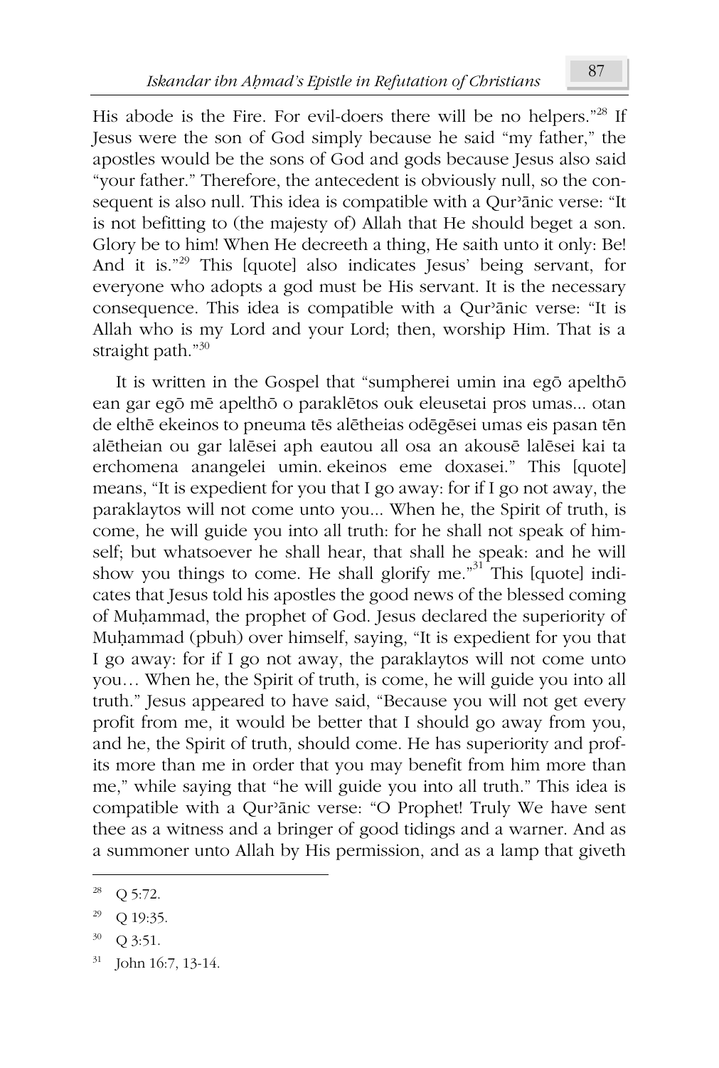His abode is the Fire. For evil-doers there will be no helpers."[28] If Jesus were the son of God simply because he said "my father," the apostles would be the sons of God and gods because Jesus also said "your father." Therefore, the antecedent is obviously null, so the consequent is also null. This idea is compatible with a Qurʾānic verse: "It is not befitting to (the majesty of) Allah that He should beget a son. Glory be to him! When He decreeth a thing, He saith unto it only: Be! And it is."[29] This [quote] also indicates Jesus' being servant, for everyone who adopts a god must be His servant. It is the necessary consequence. This idea is compatible with a Qurʾānic verse: "It is Allah who is my Lord and your Lord; then, worship Him. That is a straight path."[30]

It is written in the Gospel that "sumpherei umin ina egō apelthō ean gar egō mē apelthō o paraklētos ouk eleusetai pros umas... otan de elthē ekeinos to pneuma tēs alētheias odēgēsei umas eis pasan tēn alētheian ou gar lalēsei aph eautou all osa an akousē lalēsei kai ta erchomena anangelei umin. ekeinos eme doxasei." This [quote] means, "It is expedient for you that I go away: for if I go not away, the paraklaytos will not come unto you... When he, the Spirit of truth, is come, he will guide you into all truth: for he shall not speak of himself; but whatsoever he shall hear, that shall he speak: and he will show you things to come. He shall glorify me."[31] This [quote] indicates that Jesus told his apostles the good news of the blessed coming of Muḥammad, the prophet of God. Jesus declared the superiority of Muḥammad (pbuh) over himself, saying, "It is expedient for you that I go away: for if I go not away, the paraklaytos will not come unto you… When he, the Spirit of truth, is come, he will guide you into all truth." Jesus appeared to have said, "Because you will not get every profit from me, it would be better that I should go away from you, and he, the Spirit of truth, should come. He has superiority and profits more than me in order that you may benefit from him more than me," while saying that "he will guide you into all truth." This idea is compatible with a Qurʾānic verse: "O Prophet! Truly We have sent thee as a witness and a bringer of good tidings and a warner. And as a summoner unto Allah by His permission, and as a lamp that giveth

---

[28] Q 5:72.

[29] Q 19:35.

[30] Q 3:51.

[31] John 16:7, 13-14.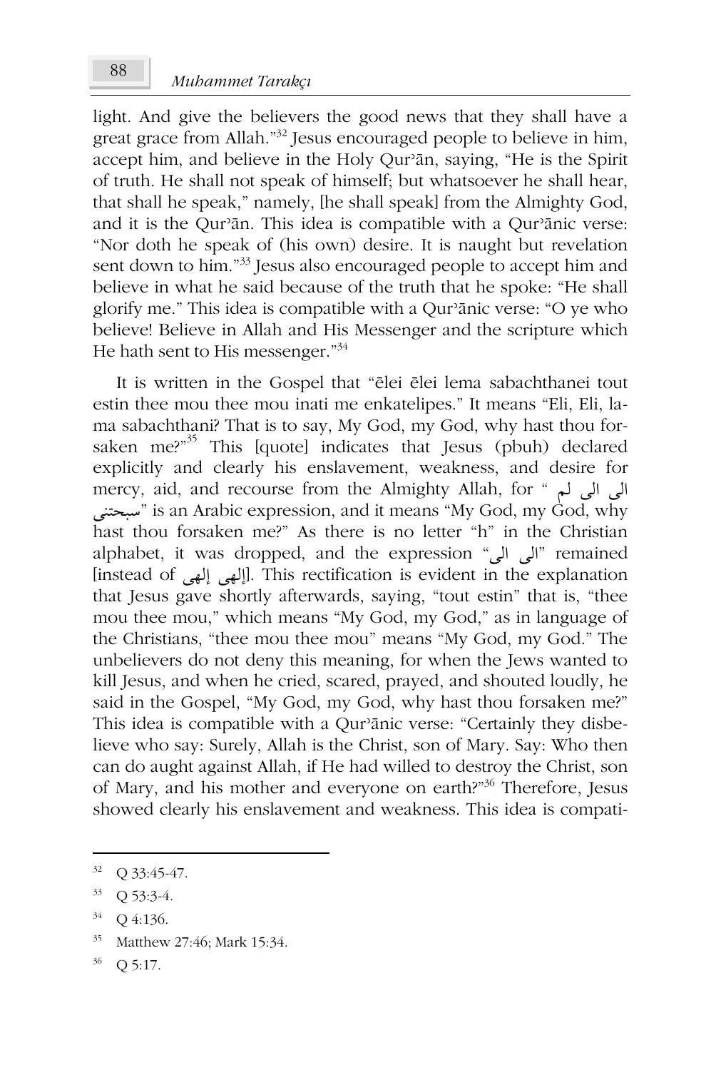light. And give the believers the good news that they shall have a great grace from Allah."[32] Jesus encouraged people to believe in him, accept him, and believe in the Holy Qurʾān, saying, "He is the Spirit of truth. He shall not speak of himself; but whatsoever he shall hear, that shall he speak," namely, [he shall speak] from the Almighty God, and it is the Qurʾān. This idea is compatible with a Qurʾānic verse: "Nor doth he speak of (his own) desire. It is naught but revelation sent down to him."[33] Jesus also encouraged people to accept him and believe in what he said because of the truth that he spoke: "He shall glorify me." This idea is compatible with a Qurʾānic verse: "O ye who believe! Believe in Allah and His Messenger and the scripture which He hath sent to His messenger."[34]

It is written in the Gospel that "ēlei ēlei lema sabachthanei tout estin thee mou thee mou inati me enkatelipes." It means "Eli, Eli, lama sabachthani? That is to say, My God, my God, why hast thou forsaken me?"[35] This [quote] indicates that Jesus (pbuh) declared explicitly and clearly his enslavement, weakness, and desire for mercy, aid, and recourse from the Almighty Allah, for "الى الى لم سبحتنى" is an Arabic expression, and it means "My God, my God, why hast thou forsaken me?" As there is no letter "h" in the Christian alphabet, it was dropped, and the expression "الى الى" remained [instead of إلهى إلهى]. This rectification is evident in the explanation that Jesus gave shortly afterwards, saying, "tout estin" that is, "thee mou thee mou," which means "My God, my God," as in language of the Christians, "thee mou thee mou" means "My God, my God." The unbelievers do not deny this meaning, for when the Jews wanted to kill Jesus, and when he cried, scared, prayed, and shouted loudly, he said in the Gospel, "My God, my God, why hast thou forsaken me?" This idea is compatible with a Qurʾānic verse: "Certainly they disbelieve who say: Surely, Allah is the Christ, son of Mary. Say: Who then can do aught against Allah, if He had willed to destroy the Christ, son of Mary, and his mother and everyone on earth?"[36] Therefore, Jesus showed clearly his enslavement and weakness. This idea is compati-

---

[32] Q 33:45-47.

[33] Q 53:3-4.

[34] Q 4:136.

[35] Matthew 27:46; Mark 15:34.

[36] Q 5:17.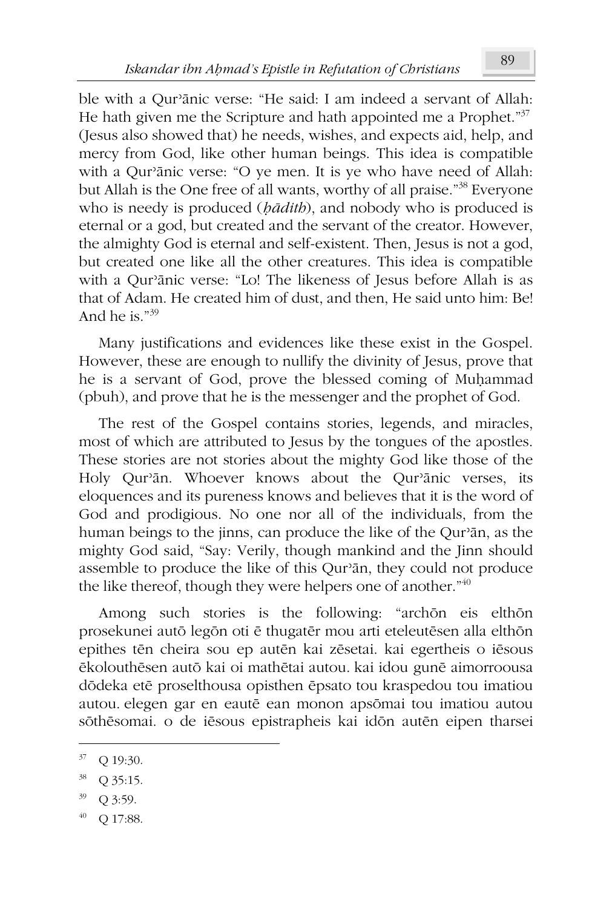ble with a Qurʾānic verse: "He said: I am indeed a servant of Allah: He hath given me the Scripture and hath appointed me a Prophet."[37] (Jesus also showed that) he needs, wishes, and expects aid, help, and mercy from God, like other human beings. This idea is compatible with a Qurʾānic verse: "O ye men. It is ye who have need of Allah: but Allah is the One free of all wants, worthy of all praise."[38] Everyone who is needy is produced (*ḥādith*), and nobody who is produced is eternal or a god, but created and the servant of the creator. However, the almighty God is eternal and self-existent. Then, Jesus is not a god, but created one like all the other creatures. This idea is compatible with a Qurʾānic verse: "Lo! The likeness of Jesus before Allah is as that of Adam. He created him of dust, and then, He said unto him: Be! And he is."[39]

Many justifications and evidences like these exist in the Gospel. However, these are enough to nullify the divinity of Jesus, prove that he is a servant of God, prove the blessed coming of Muḥammad (pbuh), and prove that he is the messenger and the prophet of God.

The rest of the Gospel contains stories, legends, and miracles, most of which are attributed to Jesus by the tongues of the apostles. These stories are not stories about the mighty God like those of the Holy Qurʾān. Whoever knows about the Qurʾānic verses, its eloquences and its pureness knows and believes that it is the word of God and prodigious. No one nor all of the individuals, from the human beings to the jinns, can produce the like of the Qurʾān, as the mighty God said, "Say: Verily, though mankind and the Jinn should assemble to produce the like of this Qurʾān, they could not produce the like thereof, though they were helpers one of another."[40]

Among such stories is the following: "archōn eis elthōn prosekunei autō legōn oti ē thugatēr mou arti eteleutēsen alla elthōn epithes tēn cheira sou ep autēn kai zēsetai. kai egertheis o iēsous ēkolouthēsen autō kai oi mathētai autou. kai idou gunē aimorroousa dōdeka etē proselthousa opisthen ēpsato tou kraspedou tou imatiou autou. elegen gar en eautē ean monon apsōmai tou imatiou autou sōthēsomai. o de iēsous epistrapheis kai idōn autēn eipen tharsei

---

[37] Q 19:30.

[38] Q 35:15.

[39] Q 3:59.

[40] Q 17:88.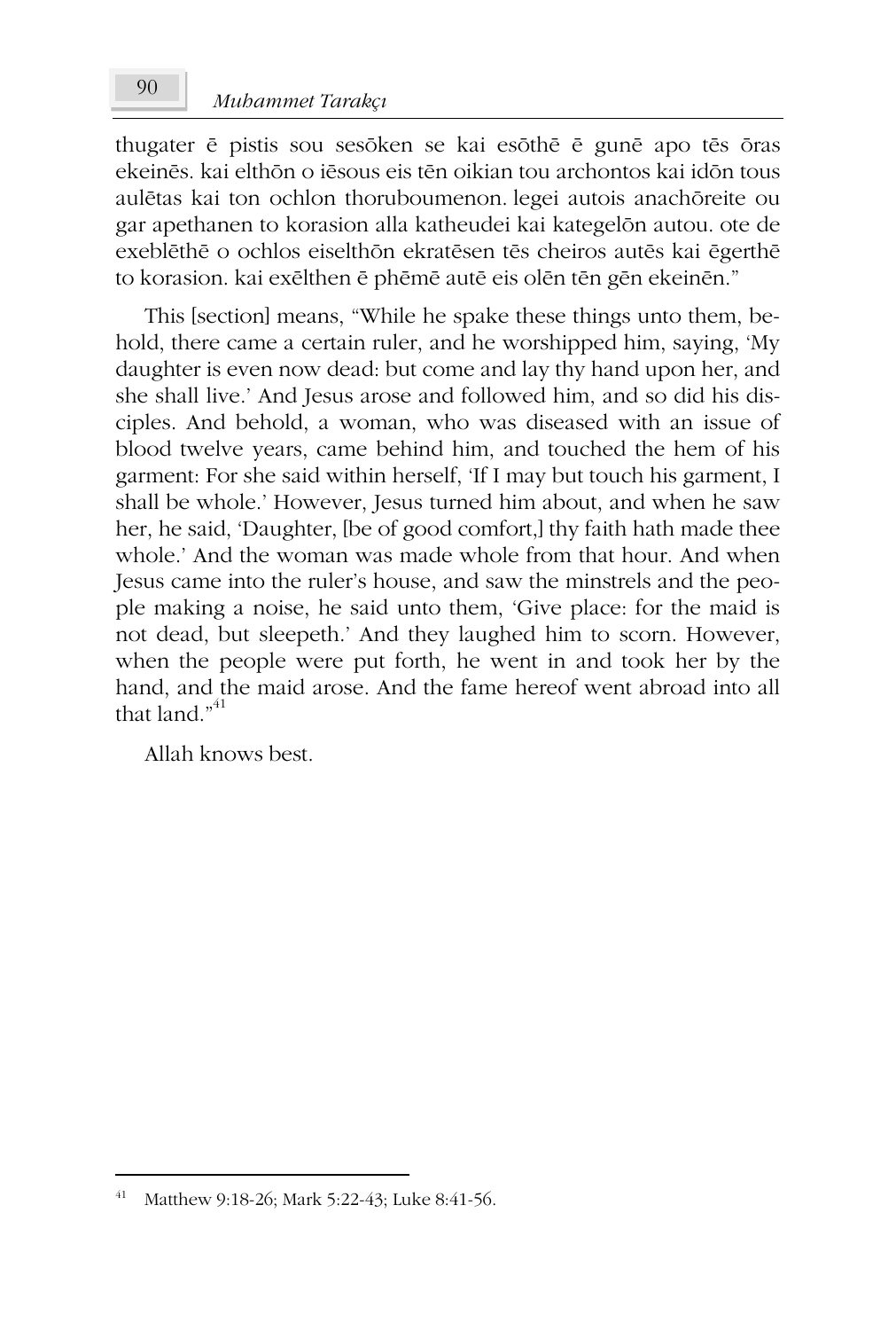thugater ē pistis sou sesōken se kai esōthē ē gunē apo tēs ōras ekeinēs. kai elthōn o iēsous eis tēn oikian tou archontos kai idōn tous aulētas kai ton ochlon thoruboumenon. legei autois anachōreite ou gar apethanen to korasion alla katheudei kai kategelōn autou. ote de exeblēthē o ochlos eiselthōn ekratēsen tēs cheiros autēs kai ēgerthē to korasion. kai exēlthen ē phēmē autē eis olēn tēn gēn ekeinēn."

This [section] means, "While he spake these things unto them, behold, there came a certain ruler, and he worshipped him, saying, 'My daughter is even now dead: but come and lay thy hand upon her, and she shall live.' And Jesus arose and followed him, and so did his disciples. And behold, a woman, who was diseased with an issue of blood twelve years, came behind him, and touched the hem of his garment: For she said within herself, 'If I may but touch his garment, I shall be whole.' However, Jesus turned him about, and when he saw her, he said, 'Daughter, [be of good comfort,] thy faith hath made thee whole.' And the woman was made whole from that hour. And when Jesus came into the ruler's house, and saw the minstrels and the people making a noise, he said unto them, 'Give place: for the maid is not dead, but sleepeth.' And they laughed him to scorn. However, when the people were put forth, he went in and took her by the hand, and the maid arose. And the fame hereof went abroad into all that land."[41]

Allah knows best.

---

[41] Matthew 9:18-26; Mark 5:22-43; Luke 8:41-56.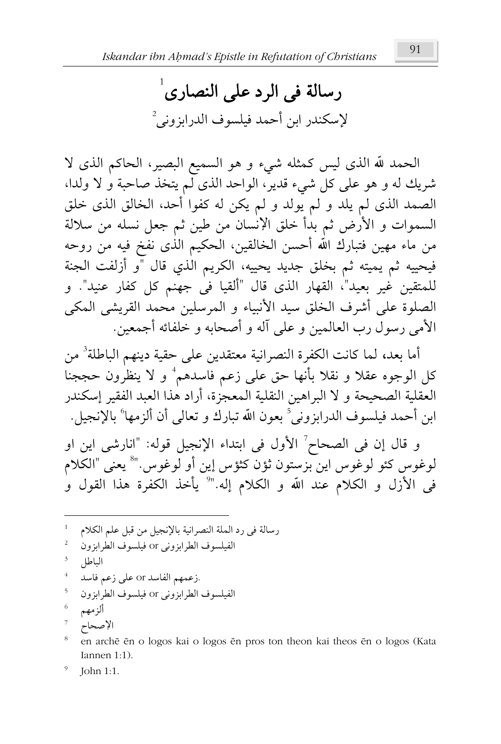# رسالة فى الرد على النصارى[1]

لإسكندر ابن أحمد فيلسوف الدرابزونى[2]

الحمد لله الذى ليس كمثله شيء و هو السميع البصير، الحاكم الذى لا شريك له و هو على كل شيء قدير، الواحد الذى لم يتخذ صاحبة و لا ولدا، الصمد الذى لم يلد و لم يولد و لم يكن له كفوا أحد، الخالق الذى خلق السموات و الأرض ثم بدأ خلق الإنسان من طين ثم جعل نسله من سلالة من ماء مهين فتبارك الله أحسن الخالقين، الحكيم الذى نفخ فيه من روحه فيحييه ثم يميته ثم بخلق جديد يحييه، الكريم الذي قال "و أزلفت الجنة للمتقين غير بعيد"، القهار الذى قال "ألقيا فى جهنم كل كفار عنيد". و الصلوة على أشرف الخلق سيد الأنبياء و المرسلين محمد القريشى المكى الأمى رسول رب العالمين و على آله و أصحابه و خلفائه أجمعين.

أما بعد، لما كانت الكفرة النصرانية معتقدين على حقية دينهم الباطلة[3] من كل الوجوه عقلا و نقلا بأنها حق على زعم فاسدهم[4] و لا ينظرون حججنا العقلية الصحيحة و لا البراهين النقلية المعجزة، أراد هذا العبد الفقير إسكندر ابن أحمد فيلسوف الدرابزونى[5] بعون الله تبارك و تعالى أن ألزمها[6] بالإنجيل.

و قال إن فى الصحاح[7] الأول فى ابتداء الإنجيل قوله: "انارشى اين او لوغوس كئو لوغوس اين بزستون ثؤن كثؤس إين أو لوغوس."[8] يعنى "الكلام فى الأزل و الكلام عند الله و الكلام إله."[9] يأخذ الكفرة هذا القول و

---

[1] رسالة فى رد الملة النصرانية بالإنجيل من قبل علم الكلام

[2] الفيلسوف الطرابزونى or فيلسوف الطرابزون

[3] الباطل

[4] .زعمهم الفاسد or على زعم فاسد

[5] الفيلسوف الطرابزونى or فيلسوف الطرابزون

[6] ألزمهم

[7] الإصحاح

[8] en archē ēn o logos kai o logos ēn pros ton theon kai theos ēn o logos (Kata Iannen 1:1).

[9] John 1:1.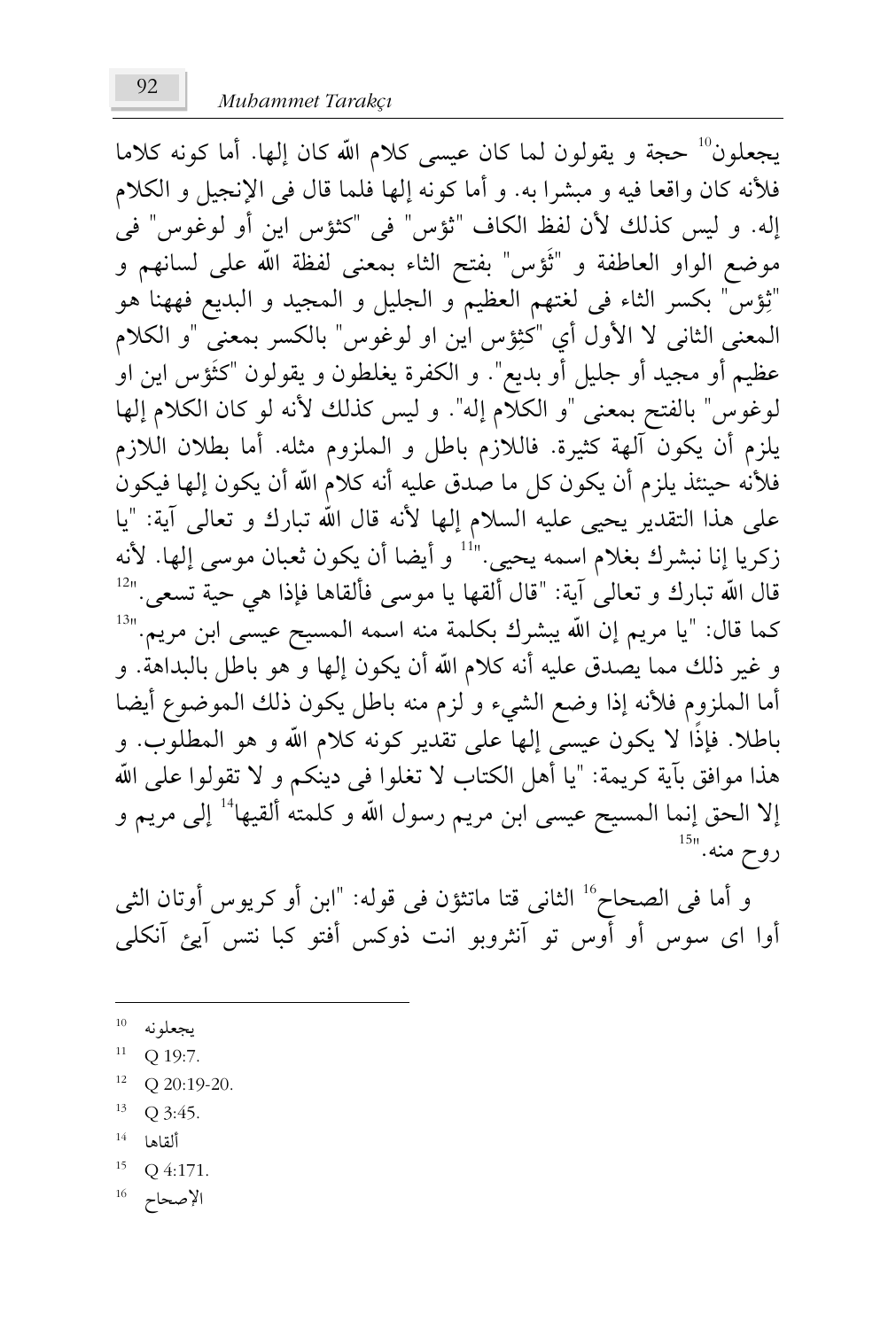يجعلون[10] حجة و يقولون لما كان عيسى كلام الله كان إلها. أما كونه كلاما فلأنه كان واقعا فيه و مبشرا به. و أما كونه إلها فلما قال فى الإنجيل و الكلام إله. و ليس كذلك لأن لفظ الكاف "ثؤس" فى "كثؤس اين أو لوغوس" فى موضع الواو العاطفة و "ثَؤس" بفتح الثاء بمعنى لفظة الله على لسانهم و "ثِؤس" بكسر الثاء فى لغتهم العظيم و الجليل و المجيد و البديع فههنا هو المعنى الثانى لا الأول أي "كثِؤس اين او لوغوس" بالكسر بمعنى "و الكلام عظيم أو مجيد أو جليل أو بديع". و الكفرة يغلطون و يقولون "كثَؤس اين او لوغوس" بالفتح بمعنى "و الكلام إله". و ليس كذلك لأنه لو كان الكلام إلها يلزم أن يكون آلهة كثيرة. فاللازم باطل و الملزوم مثله. أما بطلان اللازم فلأنه حينئذ يلزم أن يكون كل ما صدق عليه أنه كلام الله أن يكون إلها فيكون على هذا التقدير يحيى عليه السلام إلها لأنه قال الله تبارك و تعالى آية: "يا زكريا إنا نبشرك بغلام اسمه يحيى."[11] و أيضا أن يكون ثعبان موسى إلها. لأنه قال الله تبارك و تعالى آية: "قال ألقها يا موسى فألقاها فإذا هي حية تسعى."[12] كما قال: "يا مريم إن الله يبشرك بكلمة منه اسمه المسيح عيسى ابن مريم."[13] و غير ذلك مما يصدق عليه أنه كلام الله أن يكون إلها و هو باطل بالبداهة. و أما الملزوم فلأنه إذا وضع الشيء و لزم منه باطل يكون ذلك الموضوع أيضا باطلا. فإذًا لا يكون عيسى إلها على تقدير كونه كلام الله و هو المطلوب. و هذا موافق بآية كريمة: "يا أهل الكتاب لا تغلوا فى دينكم و لا تقولوا على الله إلا الحق إنما المسيح عيسى ابن مريم رسول الله و كلمته ألقيها[14] إلى مريم و روح منه."[15]

و أما فى الصحاح[16] الثانى قتا ماتثؤن فى قوله: "ابن أو كريوس أوتان الثى أوا اى سوس أو أوس تو آنثروبو انت ذوكس أفتو كبا نتس آيئ آنكلى

---

[10] يجعلونه

[11] Q 19:7.

[12] Q 20:19-20.

[13] Q 3:45.

[14] ألقاها

[15] Q 4:171.

[16] الإصحاح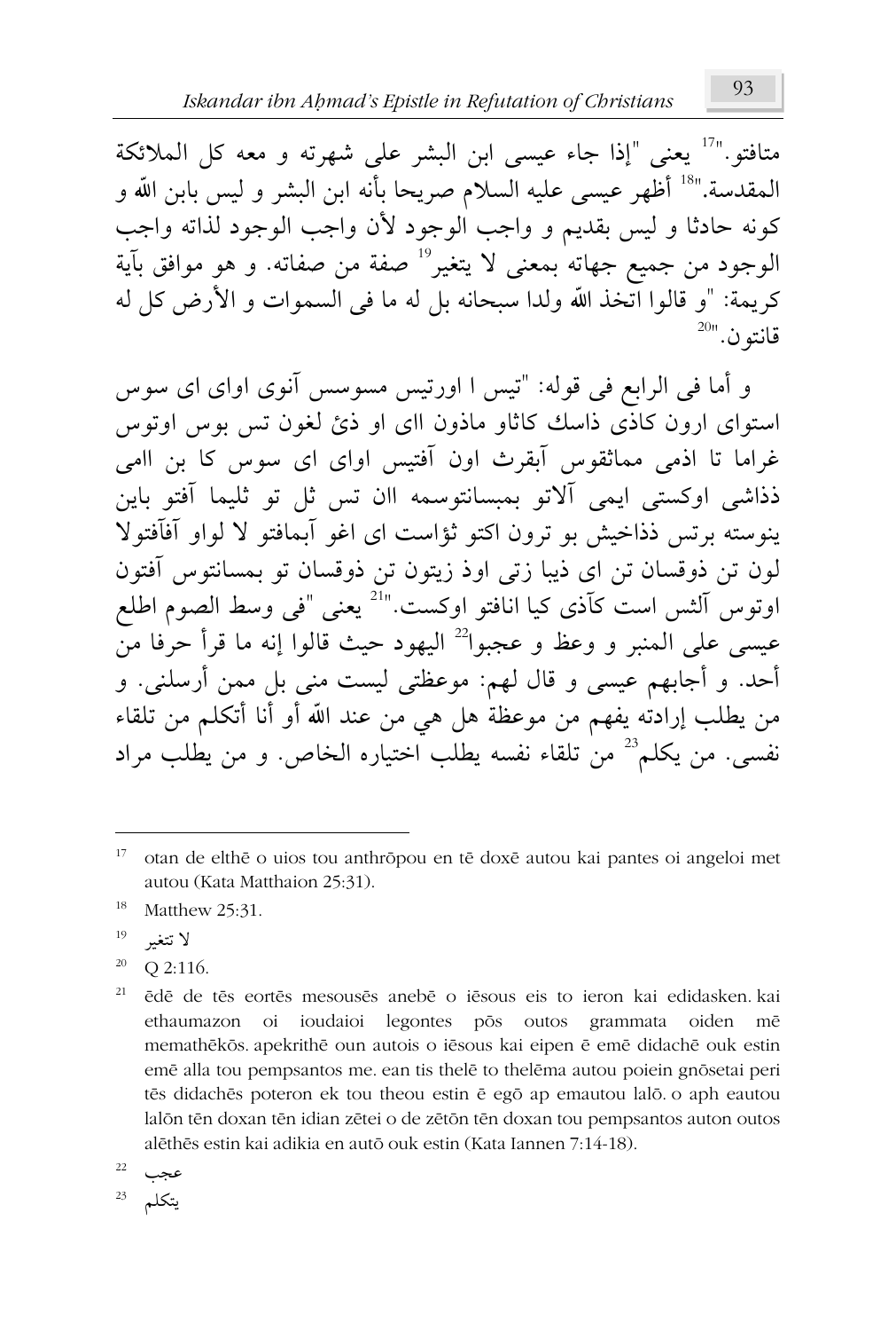متافتو."[17] يعنى "إذا جاء عيسى ابن البشر على شهرته و معه كل الملائكة المقدسة."[18] أظهر عيسى عليه السلام صريحا بأنه ابن البشر و ليس بابن الله و كونه حادثا و ليس بقديم و واجب الوجود لأن واجب الوجود لذاته واجب الوجود من جميع جهاته بمعنى لا يتغير[19] صفة من صفاته. و هو موافق بآية كريمة: "و قالوا اتخذ الله ولدا سبحانه بل له ما فى السموات و الأرض كل له قانتون."[20]

و أما فى الرابع فى قوله: "تيس ا اورتيس مسوسس آنوى اواى اى سوس استواى ارون كاذى ذاسك كاثاو ماذون ااى او ذئ لغون تس بوس اوتوس غراما تا اذمى مماثقوس آبقرث اون آفتيس اواى اى سوس كا بن اامى ذذاشى اوكستى ايمى آلاتو بمبسانتوسمه اان تس ثل تو ثليما آفتو باين ينوسته برتس ذذاخيش بو ترون اكتو ثؤاست اى اغو آبمافتو لا لواو آفآفتولا لون تن ذوقسان تن اى ذيبا زتى اوذ زيتون تن ذوقسان تو بمسانتوس آفتون اوتوس آلثس است كآذى كيا انافتو اوكست."[21] يعنى "فى وسط الصوم اطلع عيسى على المنبر و وعظ و عجبوا[22] اليهود حيث قالوا إنه ما قرأ حرفا من أحد. و أجابهم عيسى و قال لهم: موعظتى ليست منى بل ممن أرسلنى. و من يطلب إرادته يفهم من موعظة هل هي من عند الله أو أنا أتكلم من تلقاء نفسى. من يكلم[23] من تلقاء نفسه يطلب اختياره الخاص. و من يطلب مراد

---

[17] otan de elthē o uios tou anthrōpou en tē doxē autou kai pantes oi angeloi met autou (Kata Matthaion 25:31).

[18] Matthew 25:31.

[19] لا تتغير

[20] Q 2:116.

[21] ēdē de tēs eortēs mesousēs anebē o iēsous eis to ieron kai edidasken. kai ethaumazon oi ioudaioi legontes pōs outos grammata oiden mē memathēkōs. apekrithē oun autois o iēsous kai eipen ē emē didachē ouk estin emē alla tou pempsantos me. ean tis thelē to thelēma autou poiein gnōsetai peri tēs didachēs poteron ek tou theou estin ē egō ap emautou lalō. o aph eautou lalōn tēn doxan tēn idian zētei o de zētōn tēn doxan tou pempsantos auton outos alēthēs estin kai adikia en autō ouk estin (Kata Iannen 7:14-18).

[22] عجب

[23] يتكلم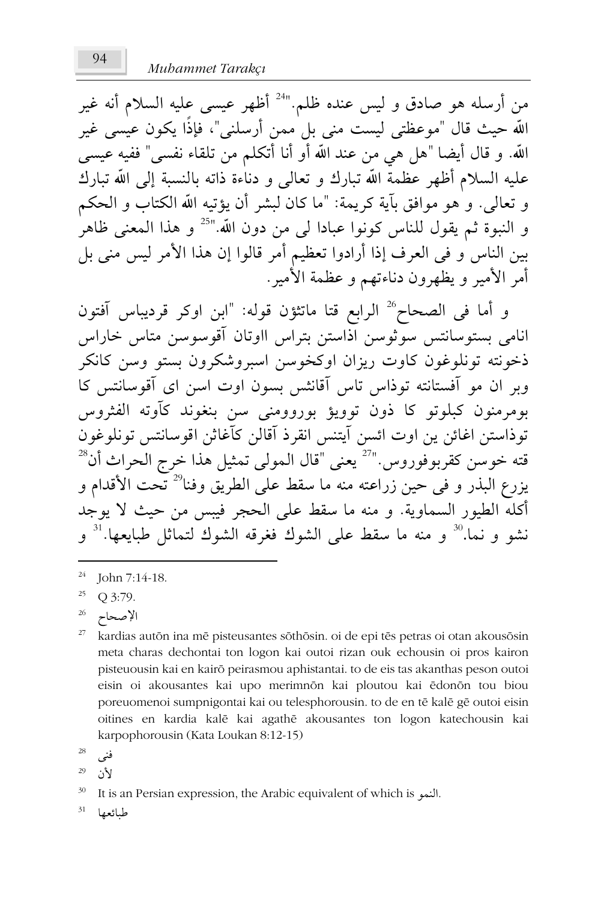من أرسله هو صادق و ليس عنده ظلم."[24] أظهر عيسى عليه السلام أنه غير الله حيث قال "موعظتى ليست منى بل ممن أرسلنى"، فإذًا يكون عيسى غير الله. و قال أيضا "هل هي من عند الله أو أنا أتكلم من تلقاء نفسى" ففيه عيسى عليه السلام أظهر عظمة الله تبارك و تعالى و دناءة ذاته بالنسبة إلى الله تبارك و تعالى. و هو موافق بآية كريمة: "ما كان لبشر أن يؤتيه الله الكتاب و الحكم و النبوة ثم يقول للناس كونوا عبادا لى من دون الله."[25] و هذا المعنى ظاهر بين الناس و فى العرف إذا أرادوا تعظيم أمر قالوا إن هذا الأمر ليس منى بل أمر الأمير و يظهرون دناءتهم و عظمة الأمير.

و أما فى الصحاح[26] الرابع قتا ماتثؤن قوله: "ابن اوكر قردياس آفتون انامى بستوسانتس سوثوسن اذاستن بتراس ااوتان آقوسوسن متاس خاراس ذخونته تونلوغون كاوت ريزان اوكخوسن اسبروشكرون بستو وسن كانكر وبر ان مو آفستانته توذاس تاس آقانثس بسون اوت اسن اى آقوسانتس كا بومرمنون كبلوتو كا ذون توويؤ بورووومنى سن بنغوند كآوته الفثروس توذاستن اغائن ين اوت ائسن آيتنس انقرذ آقالن كآغاثن اقوسانتس تونلوغون قته خوسن كقربوفوروس."[27] يعنى "قال المولى تمثيل هذا خرج الحراث أن[28] يزرع البذر و فى حين زراعته منه ما سقط على الطريق وفنا[29] تحت الأقدام و أكله الطيور السماوية. و منه ما سقط على الحجر فيبس من حيث لا يوجد نشو و نما.[30] و منه ما سقط على الشوك فغرقه الشوك لتماثل طبايعها.[31] و

---

[24] John 7:14-18.

[25] Q 3:79.

[26] الإصحاح

[27] kardias autōn ina mē pisteusantes sōthōsin. oi de epi tēs petras oi otan akousōsin meta charas dechontai ton logon kai outoi rizan ouk echousin oi pros kairon pisteuousin kai en kairō peirasmou aphistantai. to de eis tas akanthas peson outoi eisin oi akousantes kai upo merimnōn kai ploutou kai ēdonōn tou biou poreuomenoi sumpnigontai kai ou telesphorousin. to de en tē kalē gē outoi eisin oitines en kardia kalē kai agathē akousantes ton logon katechousin kai karpophorousin (Kata Loukan 8:12-15)

[28] فنى

[29] لأن

[30] It is an Persian expression, the Arabic equivalent of which is النمو.

[31] طبائعها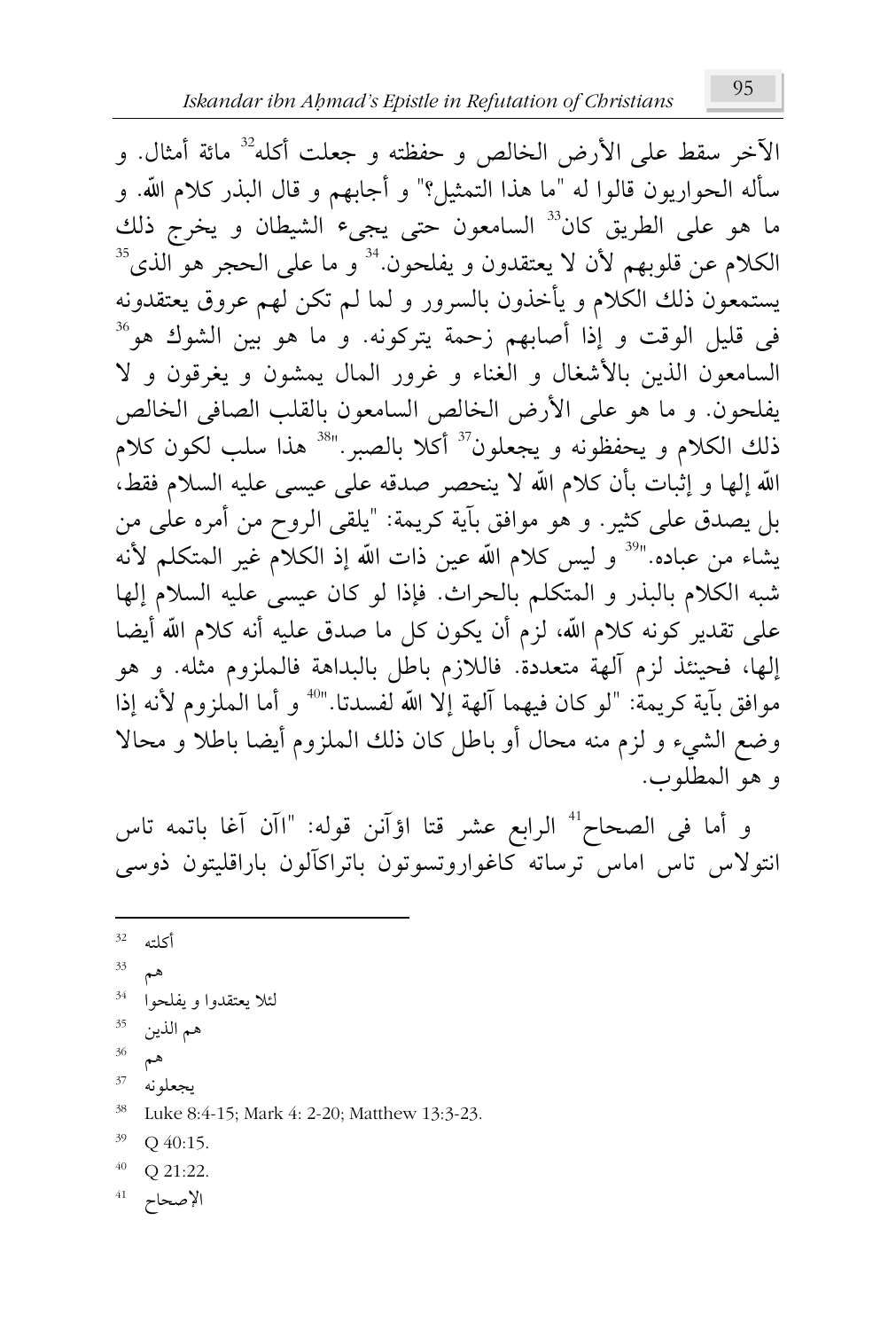الآخر سقط على الأرض الخالص و حفظته و جعلت أكله[32] مائة أمثال. و سأله الحواريون قالوا له "ما هذا التمثيل؟" و أجابهم و قال البذر كلام الله. و ما هو على الطريق كان[33] السامعون حتى يجيء الشيطان و يخرج ذلك الكلام عن قلوبهم لأن لا يعتقدون و يفلحون.[34] و ما على الحجر هو الذى[35] يستمعون ذلك الكلام و يأخذون بالسرور و لما لم تكن لهم عروق يعتقدونه فى قليل الوقت و إذا أصابهم زحمة يتركونه. و ما هو بين الشوك هو[36] السامعون الذين بالأشغال و الغناء و غرور المال يمشون و يغرقون و لا يفلحون. و ما هو على الأرض الخالص السامعون بالقلب الصافى الخالص ذلك الكلام و يحفظونه و يجعلون[37] أكلا بالصبر."[38] هذا سلب لكون كلام الله إلها و إثبات بأن كلام الله لا ينحصر صدقه على عيسى عليه السلام فقط، بل يصدق على كثير. و هو موافق بآية كريمة: "يلقى الروح من أمره على من يشاء من عباده."[39] و ليس كلام الله عين ذات الله إذ الكلام غير المتكلم لأنه شبه الكلام بالبذر و المتكلم بالحراث. فإذا لو كان عيسى عليه السلام إلها على تقدير كونه كلام الله، لزم أن يكون كل ما صدق عليه أنه كلام الله أيضا إلها، فحينئذ لزم آلهة متعددة. فاللازم باطل بالبداهة فالملزوم مثله. و هو موافق بآية كريمة: "لو كان فيهما آلهة إلا الله لفسدتا."[40] و أما الملزوم لأنه إذا وضع الشيء و لزم منه محال أو باطل كان ذلك الملزوم أيضا باطلا و محالا و هو المطلوب.

و أما فى الصحاح[41] الرابع عشر قتا اؤآنن قوله: "اآن آغا باتمه تاس انتولاس تاس اماس ترساته كاغواروتسوتون باتراكآلون باراقليتون ذوسى

---

[32] أكلته

[33] هم

[34] لئلا يعتقدوا و يفلحوا

[35] هم الذين

[36] هم

[37] يجعلونه

[38] Luke 8:4-15; Mark 4: 2-20; Matthew 13:3-23.

[39] Q 40:15.

[40] Q 21:22.

[41] الإصحاح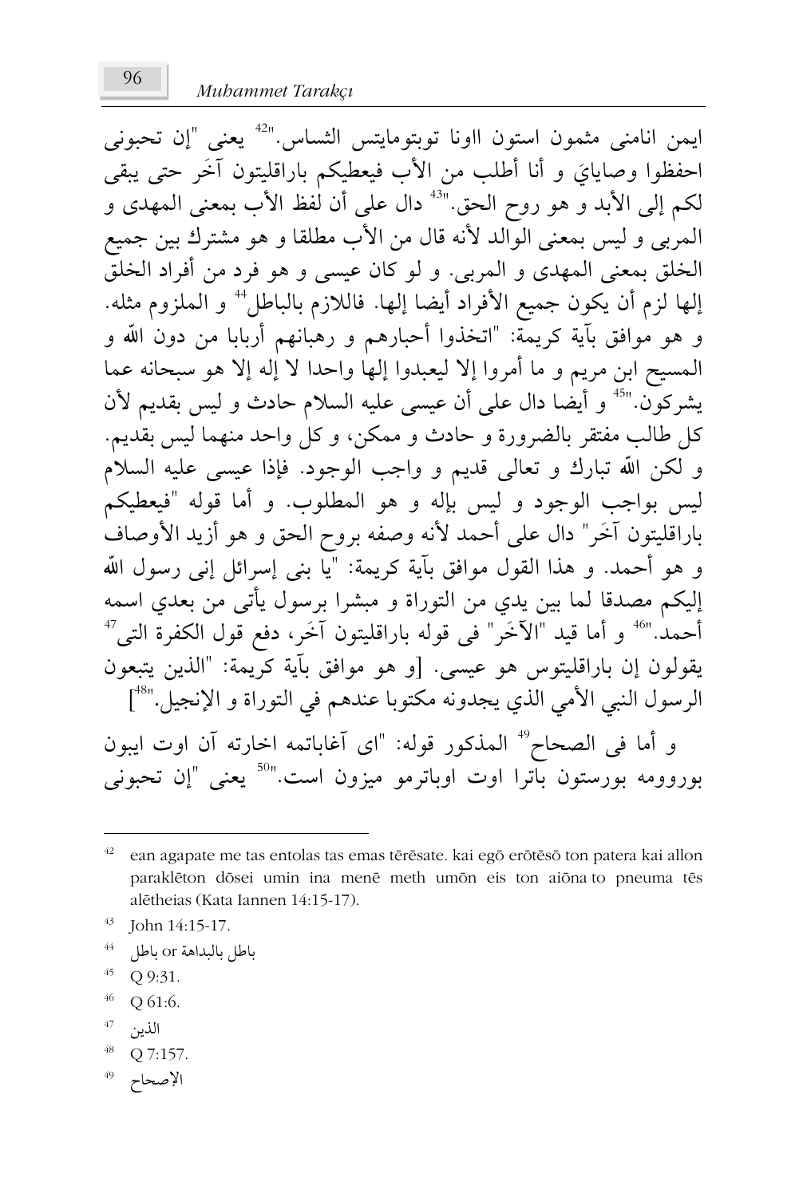ايمن انامنى مثمون استون ااونا توبتومايتس الشاس."[42] يعنى "إن تحبونى احفظوا وصاياىَ و أنا أطلب من الأب فيعطيكم باراقليتون آخَر حتى يبقى لكم إلى الأبد و هو روح الحق."[43] دال على أن لفظ الأب بمعنى المهدى و المربى و ليس بمعنى الوالد لأنه قال من الأب مطلقا و هو مشترك بين جميع الخلق بمعنى المهدى و المربى. و لو كان عيسى و هو فرد من أفراد الخلق إلها لزم أن يكون جميع الأفراد أيضا إلها. فاللازم بالباطل[44] و الملزوم مثله. و هو موافق بآية كريمة: "اتخذوا أحبارهم و رهبانهم أربابا من دون الله و المسيح ابن مريم و ما أمروا إلا ليعبدوا إلها واحدا لا إله إلا هو سبحانه عما يشركون."[45] و أيضا دال على أن عيسى عليه السلام حادث و ليس بقديم لأن كل طالب مفتقر بالضرورة و حادث و ممكن، و كل واحد منهما ليس بقديم. و لكن الله تبارك و تعالى قديم و واجب الوجود. فإذا عيسى عليه السلام ليس بواجب الوجود و ليس بإله و هو المطلوب. و أما قوله "فيعطيكم باراقليتون آخَر" دال على أحمد لأنه وصفه بروح الحق و هو أزيد الأوصاف و هو أحمد. و هذا القول موافق بآية كريمة: "يا بنى إسرائل إنى رسول الله إليكم مصدقا لما بين يدي من التوراة و مبشرا برسول يأتى من بعدي اسمه أحمد."[46] و أما قيد "الآخَر" فى قوله باراقليتون آخَر، دفع قول الكفرة التى[47] يقولون إن باراقليتوس هو عيسى. [و هو موافق بآية كريمة: "الذين يتبعون الرسول النبي الأمي الذي يجدونه مكتوبا عندهم في التوراة و الإنجيل."[48]]

و أما فى الصحاح[49] المذكور قوله: "اى آغاباتمه اخارته آن اوت ايبون بوروومه بورستون باترا اوت اوباترمو ميزون است."[50] يعنى "إن تحبونى

---

[42] ean agapate me tas entolas tas emas tērēsate. kai egō erōtēsō ton patera kai allon paraklēton dōsei umin ina menē meth umōn eis ton aiōna to pneuma tēs alētheias (Kata Iannen 14:15-17).

[43] John 14:15-17.

[44] باطل بالبداهة or باطل

[45] Q 9:31.

[46] Q 61:6.

[47] الذين

[48] Q 7:157.

[49] الإصحاح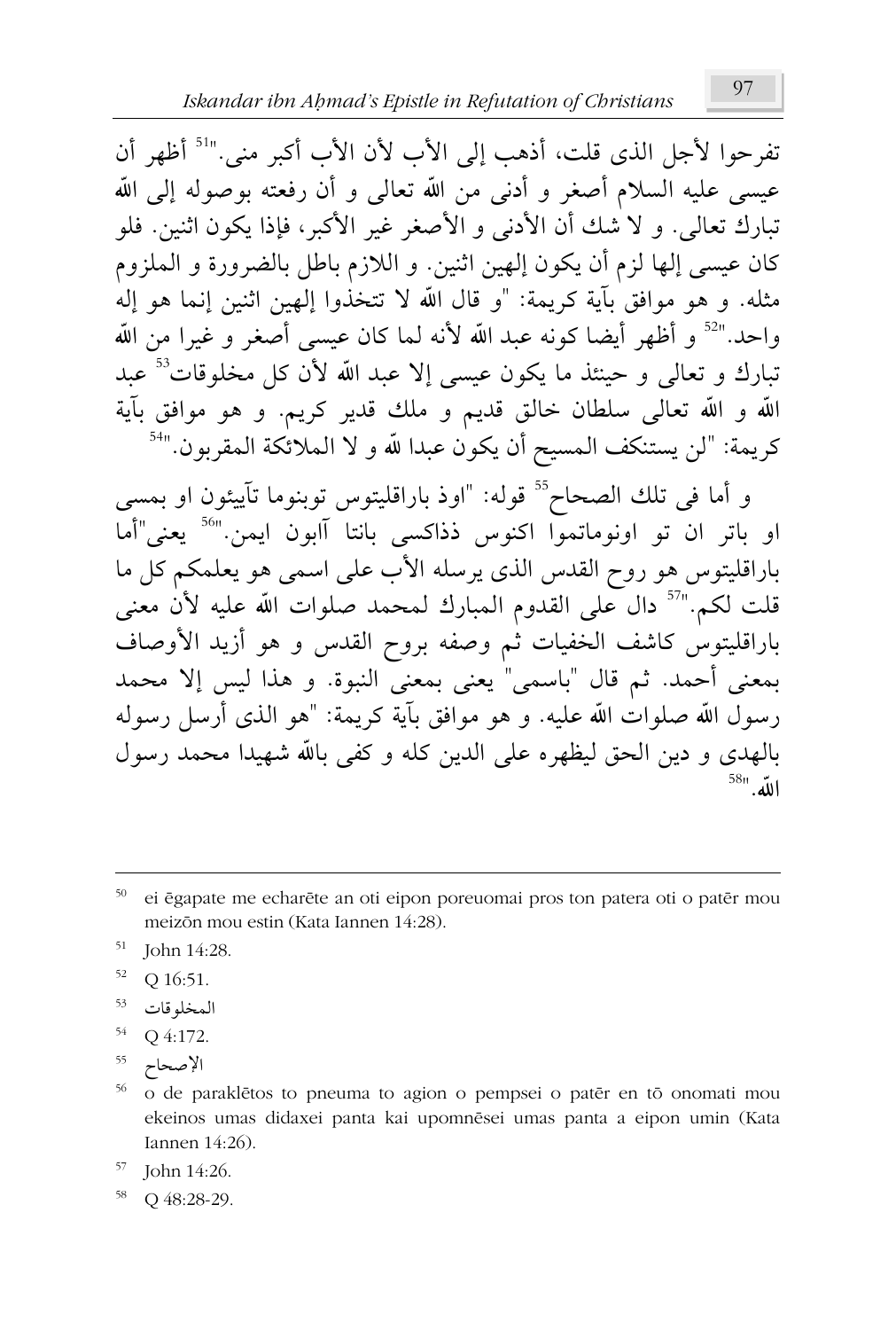تفرحوا لأجل الذى قلت، أذهب إلى الأب لأن الأب أكبر منى."[51] أظهر أن عيسى عليه السلام أصغر و أدنى من الله تعالى و أن رفعته بوصوله إلى الله تبارك تعالى. و لا شك أن الأدنى و الأصغر غير الأكبر، فإذا يكون اثنين. فلو كان عيسى إلها لزم أن يكون إلهين اثنين. و اللازم باطل بالضرورة و الملزوم مثله. و هو موافق بآية كريمة: "و قال الله لا تتخذوا إلهين اثنين إنما هو إله واحد."[52] و أظهر أيضا كونه عبد الله لأنه لما كان عيسى أصغر و غيرا من الله تبارك و تعالى و حينئذ ما يكون عيسى إلا عبد الله لأن كل مخلوقات[53] عبد الله و الله تعالى سلطان خالق قديم و ملك قدير كريم. و هو موافق بآية كريمة: "لن يستنكف المسيح أن يكون عبدا لله و لا الملائكة المقربون."[54]

و أما فى تلك الصحاح[55] قوله: "اوذ باراقليتوس توبنوما تآييئون او بمسى او باتر ان تو اونوماتموا اكنوس ذذاكسى بانتا آابون ايمن."[56] يعنى"أما باراقليتوس هو روح القدس الذى يرسله الأب على اسمى هو يعلمكم كل ما قلت لكم."[57] دال على القدوم المبارك لمحمد صلوات الله عليه لأن معنى باراقليتوس كاشف الخفيات ثم وصفه بروح القدس و هو أزيد الأوصاف بمعنى أحمد. ثم قال "باسمى" يعنى بمعنى النبوة. و هذا ليس إلا محمد رسول الله صلوات الله عليه. و هو موافق بآية كريمة: "هو الذى أرسل رسوله بالهدى و دين الحق ليظهره على الدين كله و كفى بالله شهيدا محمد رسول الله."[58]

---

[50] ei ēgapate me echarēte an oti eipon poreuomai pros ton patera oti o patēr mou meizōn mou estin (Kata Iannen 14:28).

[51] John 14:28.

[52] Q 16:51.

[53] المخلوقات

[54] Q 4:172.

[55] الإصحاح

[56] o de paraklētos to pneuma to agion o pempsei o patēr en tō onomati mou ekeinos umas didaxei panta kai upomnēsei umas panta a eipon umin (Kata Iannen 14:26).

[57] John 14:26.

[58] Q 48:28-29.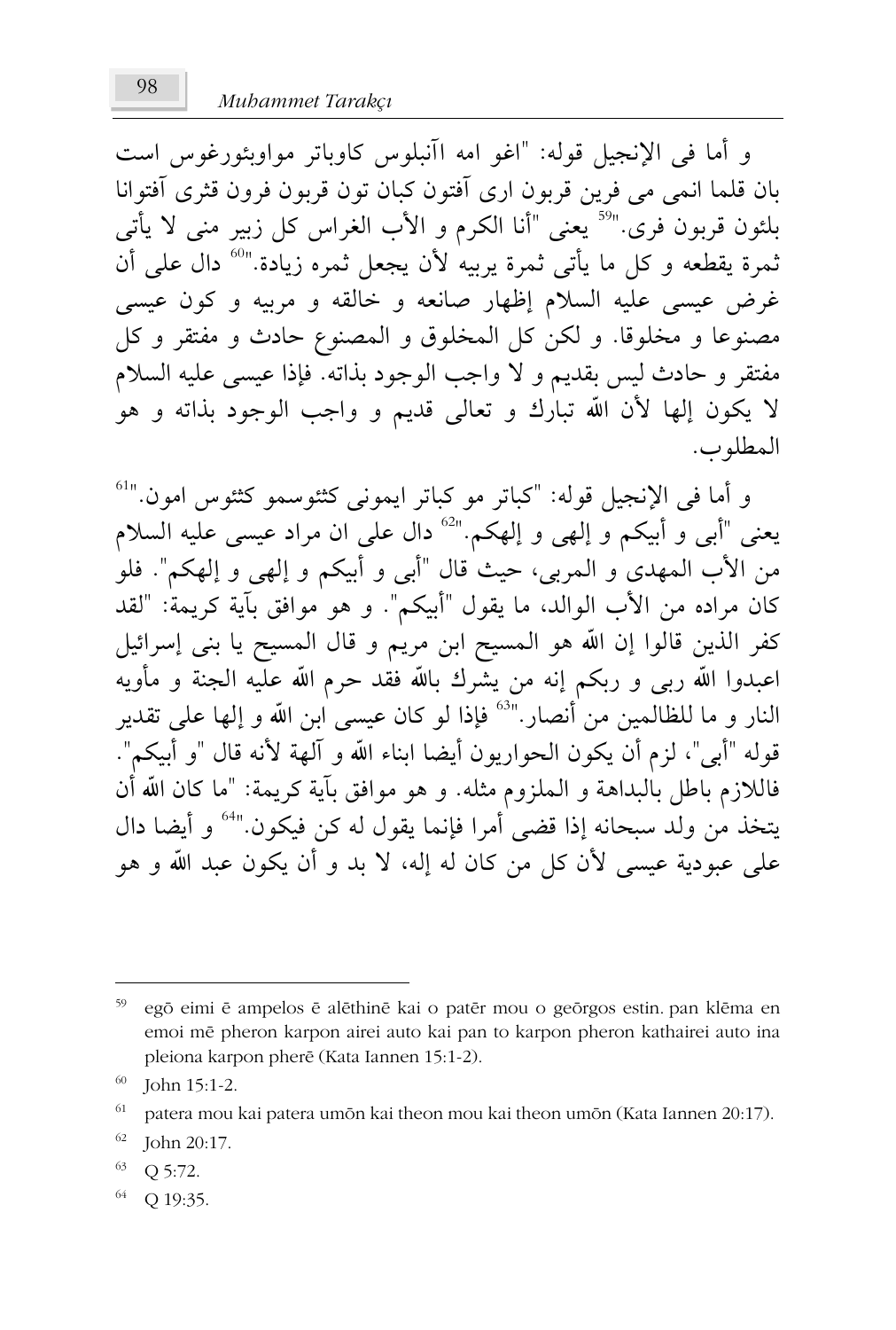و أما فى الإنجيل قوله: "اغو امه اآنبلوس كاوباتر مواوبئورغوس است بان قلما انمى مى فرين قربون ارى آفتون كبان تون قربون فرون قثرى آفتوانا بلئون قربون فرى."[59] يعنى "أنا الكرم و الأب الغراس كل زبير منى لا يأتى ثمرة يقطعه و كل ما يأتى ثمرة يربيه لأن يجعل ثمره زيادة."[60] دال على أن غرض عيسى عليه السلام إظهار صانعه و خالقه و مربيه و كون عيسى مصنوعا و مخلوقا. و لكن كل المخلوق و المصنوع حادث و مفتقر و كل مفتقر و حادث ليس بقديم و لا واجب الوجود بذاته. فإذا عيسى عليه السلام لا يكون إلها لأن الله تبارك و تعالى قديم و واجب الوجود بذاته و هو المطلوب.

و أما فى الإنجيل قوله: "كباتر مو كباتر ايمونى كثئوسمو كثئوس امون."[61] يعنى "أبى و أبيكم و إلهى و إلهكم."[62] دال على ان مراد عيسى عليه السلام من الأب المهدى و المربى، حيث قال "أبى و أبيكم و إلهى و إلهكم". فلو كان مراده من الأب الوالد، ما يقول "أبيكم". و هو موافق بآية كريمة: "لقد كفر الذين قالوا إن الله هو المسيح ابن مريم و قال المسيح يا بنى إسرائيل اعبدوا الله ربى و ربكم إنه من يشرك بالله فقد حرم الله عليه الجنة و مأويه النار و ما للظالمين من أنصار."[63] فإذا لو كان عيسى ابن الله و إلها على تقدير قوله "أبى"، لزم أن يكون الحواريون أيضا ابناء الله و آلهة لأنه قال "و أبيكم". فاللازم باطل بالبداهة و الملزوم مثله. و هو موافق بآية كريمة: "ما كان الله أن يتخذ من ولد سبحانه إذا قضى أمرا فإنما يقول له كن فيكون."[64] و أيضا دال على عبودية عيسى لأن كل من كان له إله، لا بد و أن يكون عبد الله و هو

---

[59] egō eimi ē ampelos ē alēthinē kai o patēr mou o geōrgos estin. pan klēma en emoi mē pheron karpon airei auto kai pan to karpon pheron kathairei auto ina pleiona karpon pherē (Kata Iannen 15:1-2).

[60] John 15:1-2.

[61] patera mou kai patera umōn kai theon mou kai theon umōn (Kata Iannen 20:17).

[62] John 20:17.

[63] Q 5:72.

[64] Q 19:35.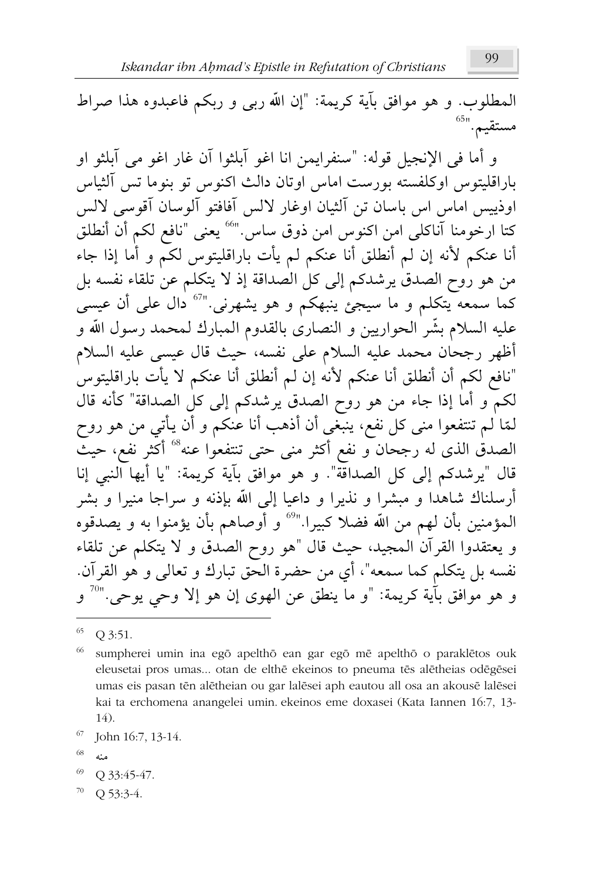المطلوب. و هو موافق بآية كريمة: "إن الله ربى و ربكم فاعبدوه هذا صراط مستقيم."[65]

و أما فى الإنجيل قوله: "سنفرايمن انا اغو آبلثوا آن غار اغو مى آبلثو او باراقليتوس اوكلفسته بورست اماس اوتان دالث اكنوس تو بنوما تس آلثياس اوذييس اماس اس باسان تن آلثيان اوغار لالس آفافتو آلوسان آقوسى لالس كتا ارخومنا آناكلى امن اكنوس امن ذوق ساس."[66] يعنى "نافع لكم أن أنطلق أنا عنكم لأنه إن لم أنطلق أنا عنكم لم يأت باراقليتوس لكم و أما إذا جاء من هو روح الصدق يرشدكم إلى كل الصداقة إذ لا يتكلم عن تلقاء نفسه بل كما سمعه يتكلم و ما سيجئ ينبهكم و هو يشهرنى."[67] دال على أن عيسى عليه السلام بشّر الحواريين و النصارى بالقدوم المبارك لمحمد رسول الله و أظهر رجحان محمد عليه السلام على نفسه، حيث قال عيسى عليه السلام "نافع لكم أن أنطلق أنا عنكم لأنه إن لم أنطلق أنا عنكم لا يأت باراقليتوس لكم و أما إذا جاء من هو روح الصدق يرشدكم إلى كل الصداقة" كأنه قال لمّا لم تنتفعوا منى كل نفع، ينبغى أن أذهب أنا عنكم و أن يأتي من هو روح الصدق الذى له رجحان و نفع أكثر منى حتى تنتفعوا عنه[68] أكثر نفع، حيث قال "يرشدكم إلى كل الصداقة". و هو موافق بآية كريمة: "يا أيها النبي إنا أرسلناك شاهدا و مبشرا و نذيرا و داعيا إلى الله بإذنه و سراجا منيرا و بشر المؤمنين بأن لهم من الله فضلا كبيرا."[69] و أوصاهم بأن يؤمنوا به و يصدقوه و يعتقدوا القرآن المجيد، حيث قال "هو روح الصدق و لا يتكلم عن تلقاء نفسه بل يتكلم كما سمعه"، أي من حضرة الحق تبارك و تعالى و هو القرآن. و هو موافق بآية كريمة: "و ما ينطق عن الهوى إن هو إلا وحي يوحى."[70] و

---

[65] Q 3:51.

[66] sumpherei umin ina egō apelthō ean gar egō mē apelthō o paraklētos ouk eleusetai pros umas... otan de elthē ekeinos to pneuma tēs alētheias odēgēsei umas eis pasan tēn alētheian ou gar lalēsei aph eautou all osa an akousē lalēsei kai ta erchomena anangelei umin. ekeinos eme doxasei (Kata Iannen 16:7, 13-14).

[67] John 16:7, 13-14.

[68] منه

[69] Q 33:45-47.

[70] Q 53:3-4.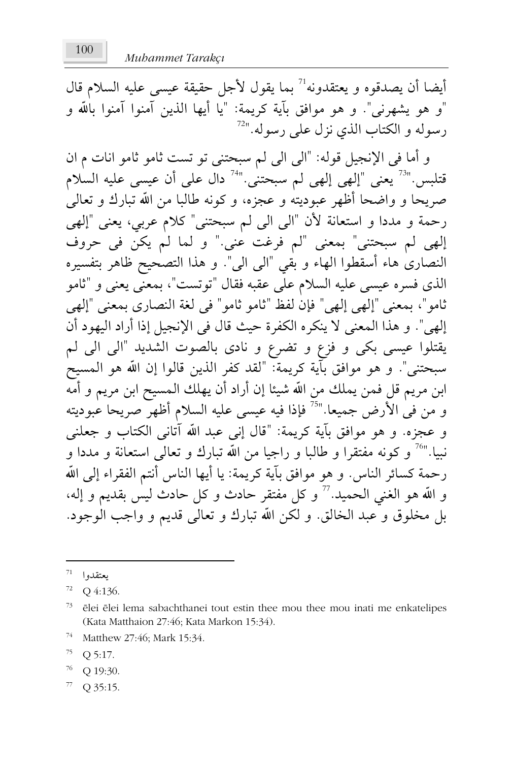أيضا أن يصدقوه و يعتقدونه[71] بما يقول لأجل حقيقة عيسى عليه السلام قال "و هو يشهرني". و هو موافق بآية كريمة: "يا أيها الذين آمنوا آمنوا بالله و رسوله و الكتاب الذي نزل على رسوله."[72]

و أما في الإنجيل قوله: "الي الي لم سبحتني تو تست ثامو ثامو انات م ان قتلبس."[73] يعني "إلهي إلهي لم سبحتني."[74] دال على أن عيسى عليه السلام صريحا و واضحا أظهر عبوديته و عجزه، و كونه طالبا من الله تبارك و تعالى رحمة و مددا و استعانة لأن "الي الي لم سبحتني" كلام عربي، يعني "إلهي إلهي لم سبحتني" بمعنى "لم فرغت عني." و لما لم يكن في حروف النصارى هاء أسقطوا الهاء و بقي "الي الي". و هذا التصحيح ظاهر بتفسيره الذي فسره عيسى عليه السلام على عقبه فقال "توتست"، بمعنى يعني و "ثامو ثامو"، بمعنى "إلهي إلهي" فإن لفظ "ثامو ثامو" في لغة النصارى بمعنى "إلهي إلهي". و هذا المعنى لا ينكره الكفرة حيث قال في الإنجيل إذا أراد اليهود أن يقتلوا عيسى بكى و فزع و تضرع و نادى بالصوت الشديد "الي الي لم سبحتني". و هو موافق بآية كريمة: "لقد كفر الذين قالوا إن الله هو المسيح ابن مريم قل فمن يملك من الله شيئا إن أراد أن يهلك المسيح ابن مريم و أمه و من في الأرض جميعا."[75] فإذا فيه عيسى عليه السلام أظهر صريحا عبوديته و عجزه. و هو موافق بآية كريمة: "قال إني عبد الله آتاني الكتاب و جعلني نبيا."[76] و كونه مفتقرا و طالبا و راجيا من الله تبارك و تعالى استعانة و مددا و رحمة كسائر الناس. و هو موافق بآية كريمة: يا أيها الناس أنتم الفقراء إلى الله و الله هو الغني الحميد.[77] و كل مفتقر حادث و كل حادث ليس بقديم و إله، بل مخلوق و عبد الخالق. و لكن الله تبارك و تعالى قديم و واجب الوجود.

---

[71] يعتقدوا

[72] Q 4:136.

[73] ēlei ēlei lema sabachthanei tout estin thee mou thee mou inati me enkatelipes (Kata Matthaion 27:46; Kata Markon 15:34).

[74] Matthew 27:46; Mark 15:34.

[75] Q 5:17.

[76] Q 19:30.

[77] Q 35:15.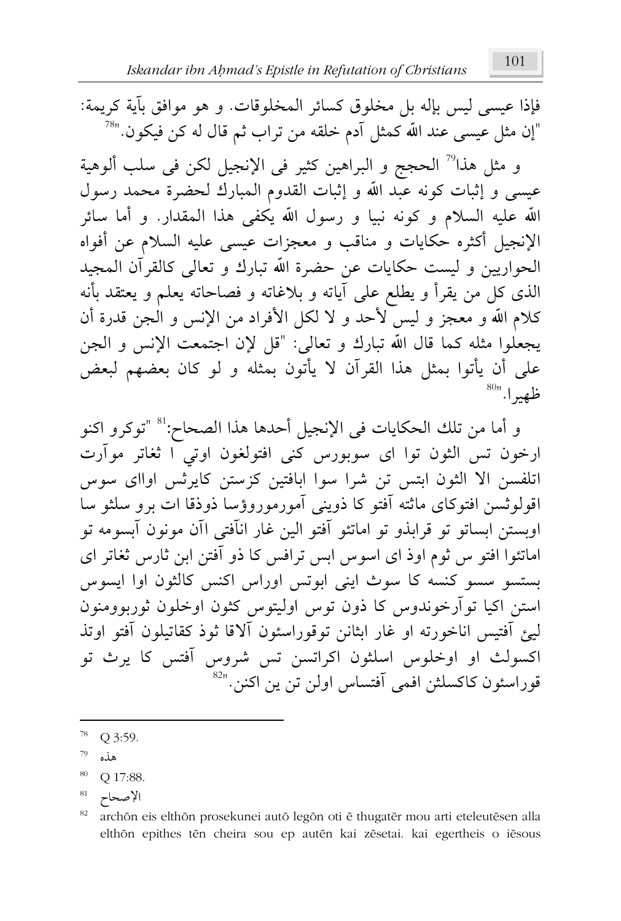فإذا عيسى ليس بإله بل مخلوق كسائر المخلوقات. و هو موافق بآية كريمة: "إن مثل عيسى عند الله كمثل آدم خلقه من تراب ثم قال له كن فيكون."[78]

و مثل هذا[79] الحجج و البراهين كثير فى الإنجيل لكن فى سلب ألوهية عيسى و إثبات كونه عبد الله و إثبات القدوم المبارك لحضرة محمد رسول الله عليه السلام و كونه نبيا و رسول الله يكفى هذا المقدار. و أما سائر الإنجيل أكثره حكايات و مناقب و معجزات عيسى عليه السلام عن أفواه الحواريين و ليست حكايات عن حضرة الله تبارك و تعالى كالقرآن المجيد الذى كل من يقرأ و يطلع على آياته و بلاغاته و فصاحاته يعلم و يعتقد بأنه كلام الله و معجز و ليس لأحد و لا لكل الأفراد من الإنس و الجن قدرة أن يجعلوا مثله كما قال الله تبارك و تعالى: "قل لإن اجتمعت الإنس و الجن على أن يأتوا بمثل هذا القرآن لا يأتون بمثله و لو كان بعضهم لبعض ظهيرا."[80]

و أما من تلك الحكايات فى الإنجيل أحدها هذا الصحاح:[81] "توكرو اكنو ارخون تس الثون توا اى سوبورس كنى افتولغون اوتي ا ثغاتر موآرت اتلفسن الا الثون ابتس تن شرا سوا ابافتين كزستن كايرثس اوااى سوس اقولوثسن افتوكاى ماثته آفتو كا ذوينى آمورموروؤسا ذوذقا ات برو سلثو سا اوبستن ابساتو تو قرابذو تو اماتئو آفتو الين غار انآفتى اآن مونون آبسومه تو اماتئوا افتو س ثوم اوذ اى اسوس ابس ترافس كا ذو آفتن ابن ثارس ثغاتر اى بستسو سسو كنسه كا سوث اينى ابوتس اوراس اكنس كالثون اوا ايسوس استن اكيا توآرخوندوس كا ذون توس اوليتوس كثون اوخلون ثوربوومنون ليئ آفتيس اناخورته او غار ابثانن توقوراسئون آلاقا ثوذ كقاتيلون آفتو اوتذ اكسولث او اوخلوس اسلثون اكراتسن تس شروس آفتس كا يرث تو قوراسئون كاكسلثن افمى آفتساس اولن تن ين اكنن."[82]

---

[78] Q 3:59.

[79] هذه

[80] Q 17:88.

[81] الإصحاح

[82] archōn eis elthōn prosekunei autō legōn oti ē thugatēr mou arti eteleutēsen alla elthōn epithes tēn cheira sou ep autēn kai zēsetai. kai egertheis o iēsous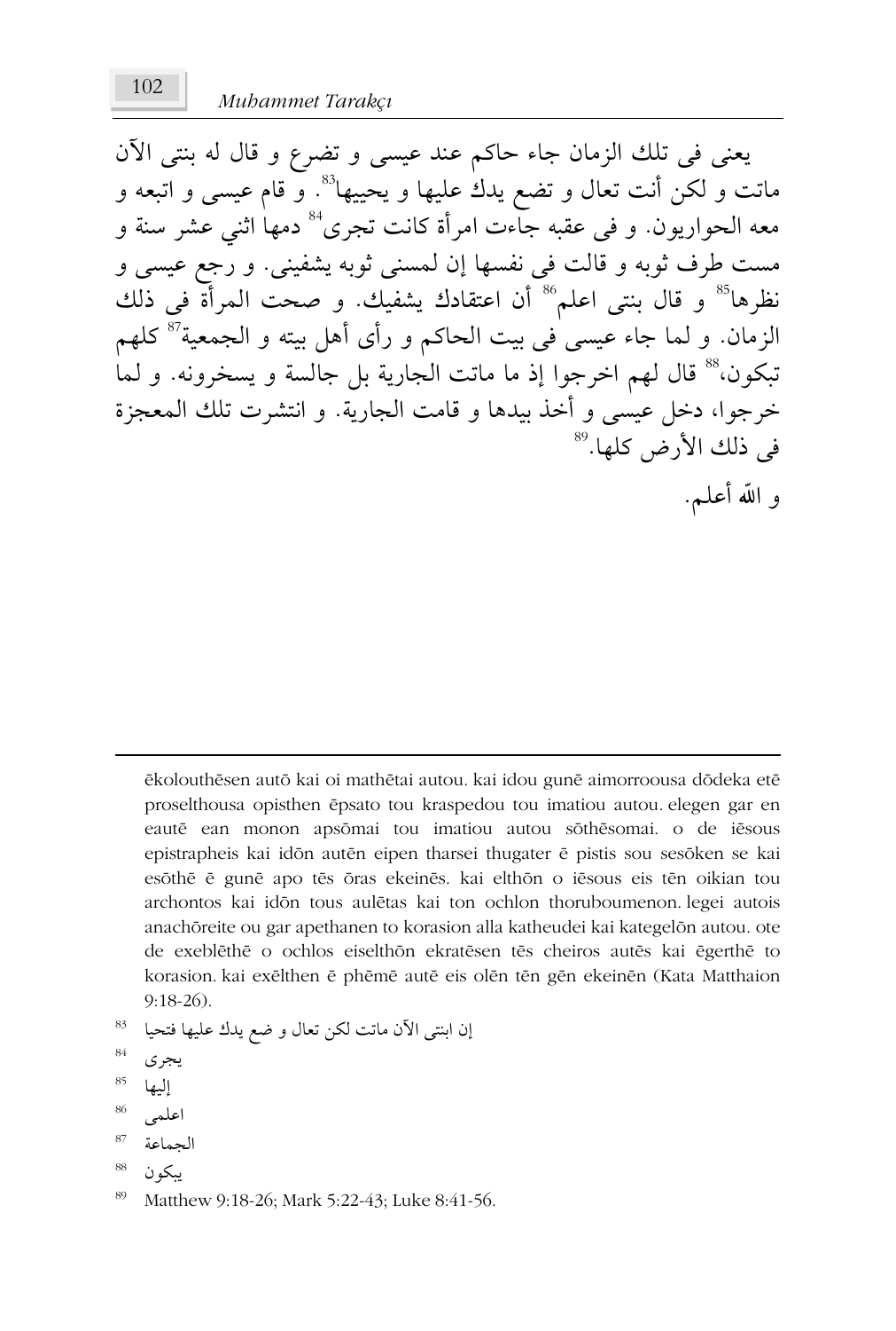يعنى فى تلك الزمان جاء حاكم عند عيسى و تضرع و قال له بنتى الآن ماتت و لكن أنت تعال و تضع يدك عليها و يحييها[83]. و قام عيسى و اتبعه و معه الحواريون. و فى عقبه جاءت امرأة كانت تجرى[84] دمها اثني عشر سنة و مست طرف ثوبه و قالت فى نفسها إن لمسنى ثوبه يشفينى. و رجع عيسى و نظرها[85] و قال بنتى اعلم[86] أن اعتقادك يشفيك. و صحت المرأة فى ذلك الزمان. و لما جاء عيسى فى بيت الحاكم و رأى أهل بيته و الجمعية[87] كلهم تبكون،[88] قال لهم اخرجوا إذ ما ماتت الجارية بل جالسة و يسخرونه. و لما خرجوا، دخل عيسى و أخذ بيدها و قامت الجارية. و انتشرت تلك المعجزة فى ذلك الأرض كلها.[89]

و الله أعلم.

---

ēkolouthēsen autō kai oi mathētai autou. kai idou gunē aimorroousa dōdeka etē proselthousa opisthen ēpsato tou kraspedou tou imatiou autou. elegen gar en eautē ean monon apsōmai tou imatiou autou sōthēsomai. o de iēsous epistrapheis kai idōn autēn eipen tharsei thugater ē pistis sou sesōken se kai esōthē ē gunē apo tēs ōras ekeinēs. kai elthōn o iēsous eis tēn oikian tou archontos kai idōn tous aulētas kai ton ochlon thoruboumenon. legei autois anachōreite ou gar apethanen to korasion alla katheudei kai kategelōn autou. ote de exeblēthē o ochlos eiselthōn ekratēsen tēs cheiros autēs kai ēgerthē to korasion. kai exēlthen ē phēmē autē eis olēn tēn gēn ekeinēn (Kata Matthaion 9:18-26).

[83] إن ابنتى الآن ماتت لكن تعال و ضع يدك عليها فتحيا

[84] يجرى

[85] إليها

[86] اعلمى

[87] الجماعة

[88] يبكون

[89] Matthew 9:18-26; Mark 5:22-43; Luke 8:41-56.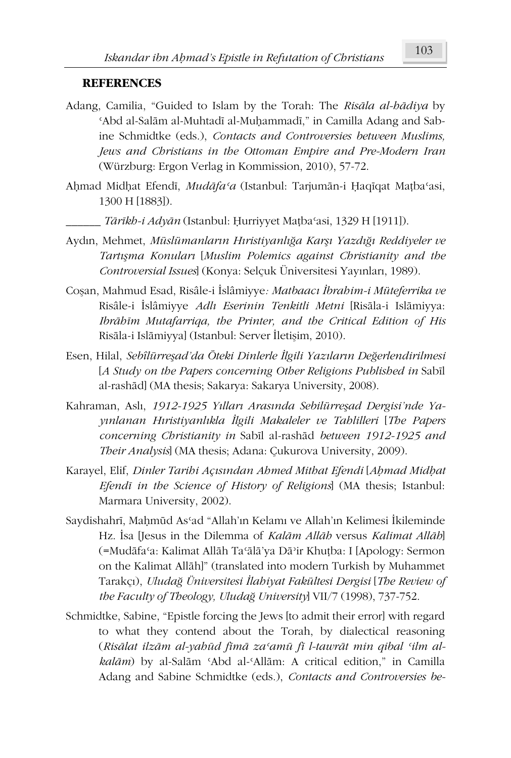## REFERENCES

Adang, Camilia, "Guided to Islam by the Torah: The *Risāla al-hādiya* by ʿAbd al-Salām al-Muhtadī al-Muḥammadī," in Camilla Adang and Sabine Schmidtke (eds.), *Contacts and Controversies between Muslims, Jews and Christians in the Ottoman Empire and Pre-Modern Iran* (Würzburg: Ergon Verlag in Kommission, 2010), 57-72.

Aḥmad Midḥat Efendī, *Mudāfaʿa* (Istanbul: Tarjumān-i Ḥaqīqat Maṭbaʿasi, 1300 H [1883]).

______ *Tārīkh-i Adyān* (Istanbul: Ḥurriyyet Maṭbaʿasi, 1329 H [1911]).

Aydın, Mehmet, *Müslümanların Hıristiyanlığa Karşı Yazdığı Reddiyeler ve Tartışma Konuları* [*Muslim Polemics against Christianity and the Controversial Issues*] (Konya: Selçuk Üniversitesi Yayınları, 1989).

Coşan, Mahmud Esad, Risâle-i İslâmiyye*: Matbaacı İbrahim-i Müteferrika ve* Risâle-i İslâmiyye *Adlı Eserinin Tenkitli Metni* [Risāla-i Islāmiyya: *Ibrāhīm Mutafarriqa, the Printer, and the Critical Edition of His* Risāla-i Islāmiyya] (Istanbul: Server İletişim, 2010).

Esen, Hilal, *Sebîlürreşad'da Öteki Dinlerle İlgili Yazıların Değerlendirilmesi* [*A Study on the Papers concerning Other Religions Published in* Sabīl al-rashād] (MA thesis; Sakarya: Sakarya University, 2008).

Kahraman, Aslı, *1912-1925 Yılları Arasında Sebilürreşad Dergisi'nde Yayınlanan Hıristiyanlıkla İlgili Makaleler ve Tahlilleri* [*The Papers concerning Christianity in* Sabīl al-rashād *between 1912-1925 and Their Analysis*] (MA thesis; Adana: Çukurova University, 2009).

Karayel, Elif, *Dinler Tarihi Açısından Ahmed Mithat Efendi* [*Aḥmad Midḥat Efendī in the Science of History of Religions*] (MA thesis; Istanbul: Marmara University, 2002).

Saydishahrī, Maḥmūd Asʿad "Allah'ın Kelamı ve Allah'ın Kelimesi İkileminde Hz. İsa [Jesus in the Dilemma of *Kalām Allāh* versus *Kalimat Allāh*] (=Mudāfaʿa: Kalimat Allāh Taʿālā'ya Dāʾir Khuṭba: I [Apology: Sermon on the Kalimat Allāh]" (translated into modern Turkish by Muhammet Tarakçı), *Uludağ Üniversitesi İlahiyat Fakültesi Dergisi* [*The Review of the Faculty of Theology, Uludağ University*] VII/7 (1998), 737-752.

Schmidtke, Sabine, "Epistle forcing the Jews [to admit their error] with regard to what they contend about the Torah, by dialectical reasoning (*Risālat ilzām al-yahūd fīmā zaʿamū fī l-tawrāt min qibal ʿilm al-kalām*) by al-Salām ʿAbd al-ʿAllām: A critical edition," in Camilla Adang and Sabine Schmidtke (eds.), *Contacts and Controversies be-*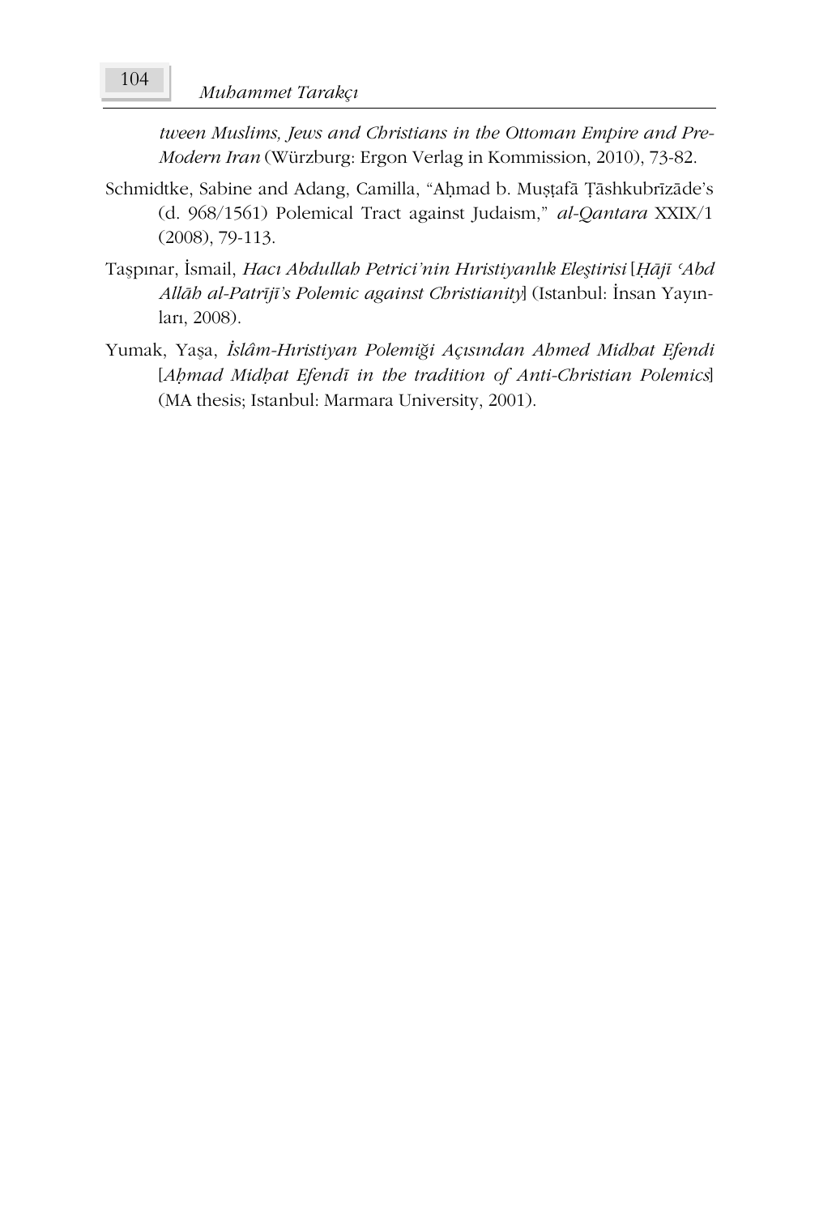*tween Muslims, Jews and Christians in the Ottoman Empire and Pre-Modern Iran* (Würzburg: Ergon Verlag in Kommission, 2010), 73-82.

Schmidtke, Sabine and Adang, Camilla, “Aḥmad b. Muṣṭafā Ṭāshkubrīzāde’s (d. 968/1561) Polemical Tract against Judaism,” *al-Qantara* XXIX/1 (2008), 79-113.

Taşpınar, İsmail, *Hacı Abdullah Petrici’nin Hıristiyanlık Eleştirisi* [*Ḥājī ‘Abd Allāh al-Patrījī’s Polemic against Christianity*] (Istanbul: İnsan Yayınları, 2008).

Yumak, Yaşa, *İslâm-Hıristiyan Polemiği Açısından Ahmed Midhat Efendi* [*Aḥmad Midḥat Efendī in the tradition of Anti-Christian Polemics*] (MA thesis; Istanbul: Marmara University, 2001).